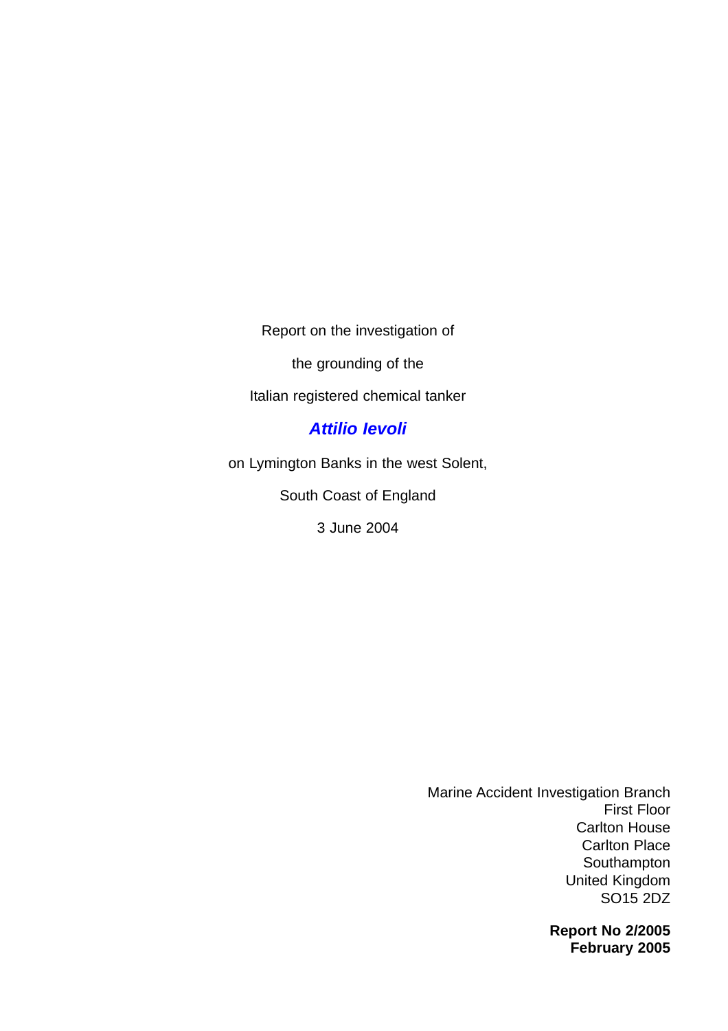Report on the investigation of

the grounding of the

Italian registered chemical tanker

***Attilio Ievoli***

on Lymington Banks in the west Solent,

South Coast of England

3 June 2004

Marine Accident Investigation Branch
First Floor
Carlton House
Carlton Place
Southampton
United Kingdom
SO15 2DZ

**Report No 2/2005**
**February 2005**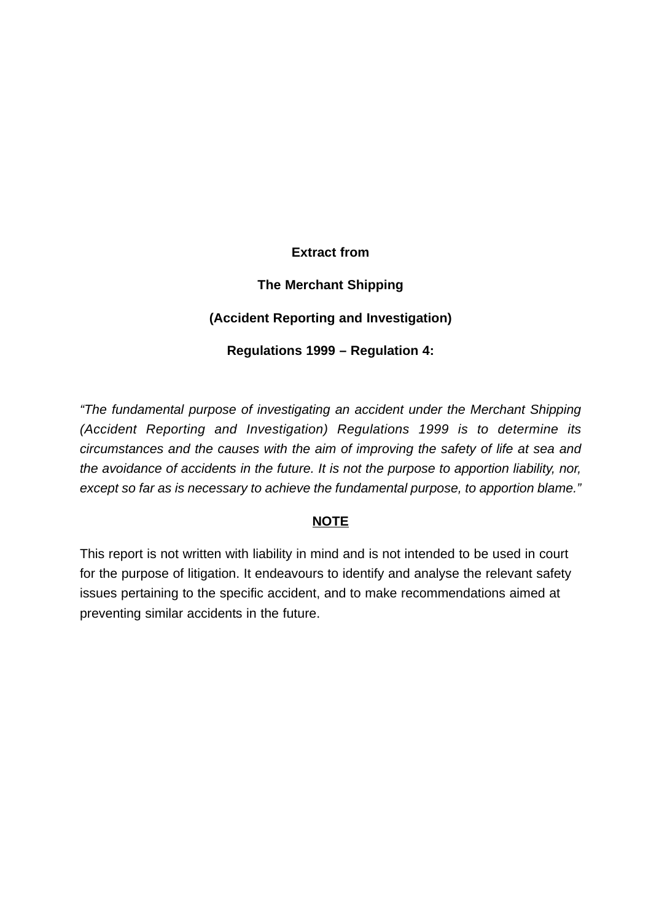**Extract from**

**The Merchant Shipping**

**(Accident Reporting and Investigation)**

**Regulations 1999 – Regulation 4:**

*"The fundamental purpose of investigating an accident under the Merchant Shipping (Accident Reporting and Investigation) Regulations 1999 is to determine its circumstances and the causes with the aim of improving the safety of life at sea and the avoidance of accidents in the future. It is not the purpose to apportion liability, nor, except so far as is necessary to achieve the fundamental purpose, to apportion blame."*

**NOTE**

This report is not written with liability in mind and is not intended to be used in court for the purpose of litigation. It endeavours to identify and analyse the relevant safety issues pertaining to the specific accident, and to make recommendations aimed at preventing similar accidents in the future.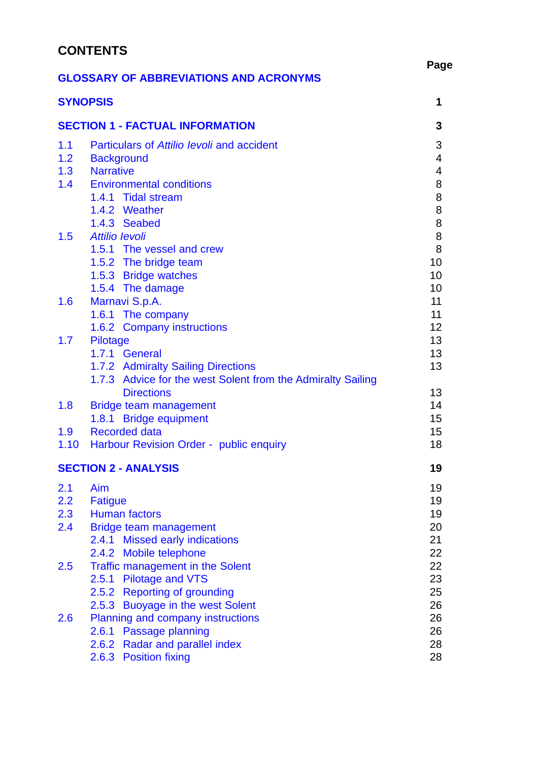# CONTENTS

| | Page |
|---|---|
| **GLOSSARY OF ABBREVIATIONS AND ACRONYMS** | |
| **SYNOPSIS** | **1** |
| **SECTION 1 - FACTUAL INFORMATION** | **3** |
| 1.1 Particulars of *Attilio Ievoli* and accident | 3 |
| 1.2 Background | 4 |
| 1.3 Narrative | 4 |
| 1.4 Environmental conditions | 8 |
| 1.4.1 Tidal stream | 8 |
| 1.4.2 Weather | 8 |
| 1.4.3 Seabed | 8 |
| 1.5 *Attilio Ievoli* | 8 |
| 1.5.1 The vessel and crew | 8 |
| 1.5.2 The bridge team | 10 |
| 1.5.3 Bridge watches | 10 |
| 1.5.4 The damage | 10 |
| 1.6 Marnavi S.p.A. | 11 |
| 1.6.1 The company | 11 |
| 1.6.2 Company instructions | 12 |
| 1.7 Pilotage | 13 |
| 1.7.1 General | 13 |
| 1.7.2 Admiralty Sailing Directions | 13 |
| 1.7.3 Advice for the west Solent from the Admiralty Sailing Directions | 13 |
| 1.8 Bridge team management | 14 |
| 1.8.1 Bridge equipment | 15 |
| 1.9 Recorded data | 15 |
| 1.10 Harbour Revision Order - public enquiry | 18 |
| **SECTION 2 - ANALYSIS** | **19** |
| 2.1 Aim | 19 |
| 2.2 Fatigue | 19 |
| 2.3 Human factors | 19 |
| 2.4 Bridge team management | 20 |
| 2.4.1 Missed early indications | 21 |
| 2.4.2 Mobile telephone | 22 |
| 2.5 Traffic management in the Solent | 22 |
| 2.5.1 Pilotage and VTS | 23 |
| 2.5.2 Reporting of grounding | 25 |
| 2.5.3 Buoyage in the west Solent | 26 |
| 2.6 Planning and company instructions | 26 |
| 2.6.1 Passage planning | 26 |
| 2.6.2 Radar and parallel index | 28 |
| 2.6.3 Position fixing | 28 |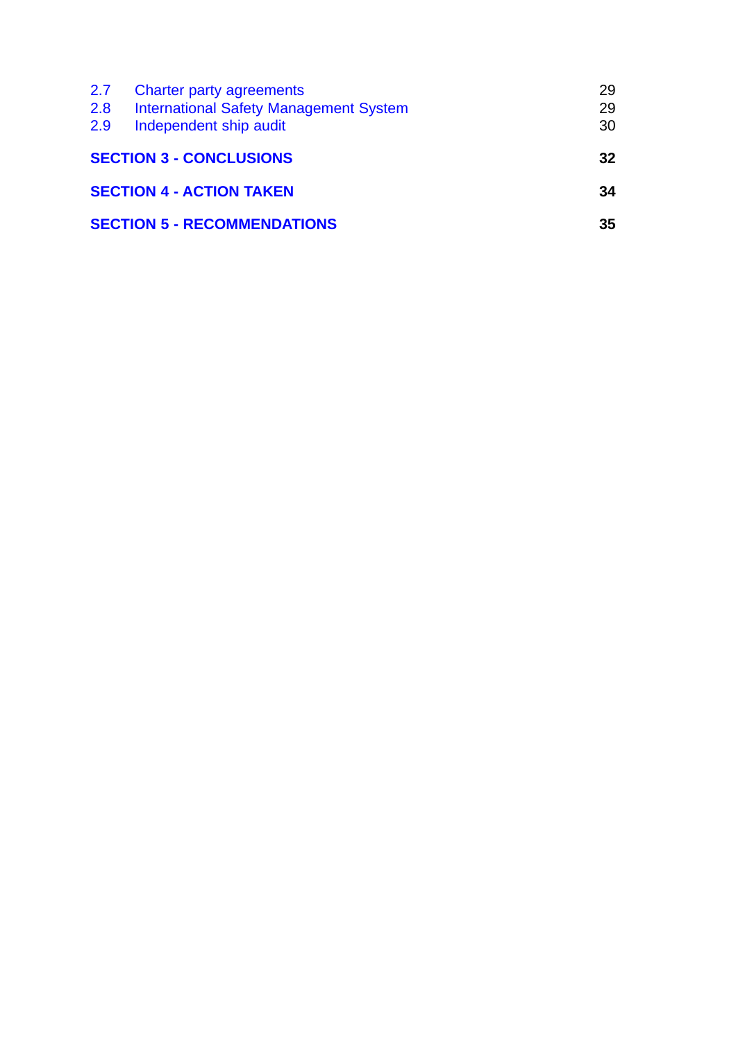| | | |
|---|---|---|
| 2.7 | Charter party agreements | 29 |
| 2.8 | International Safety Management System | 29 |
| 2.9 | Independent ship audit | 30 |

**SECTION 3 - CONCLUSIONS** **32**

**SECTION 4 - ACTION TAKEN** **34**

**SECTION 5 - RECOMMENDATIONS** **35**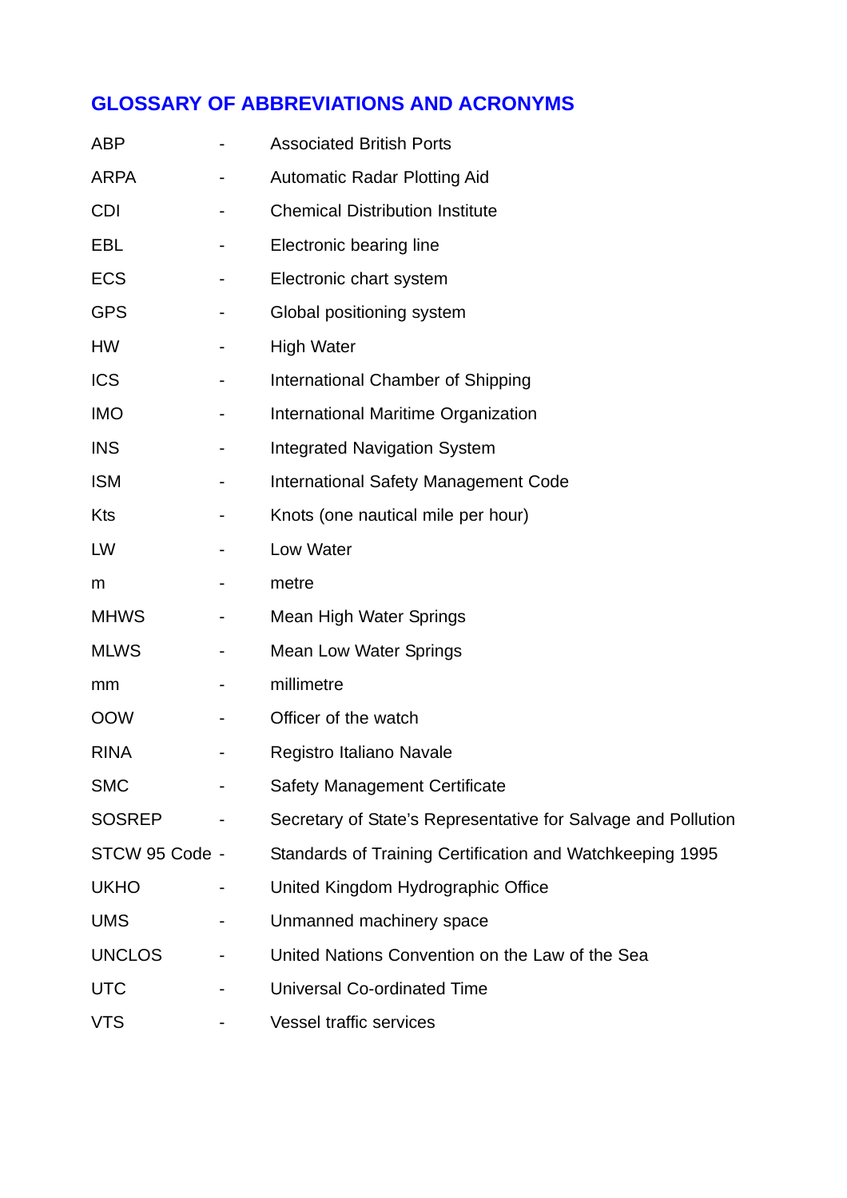## GLOSSARY OF ABBREVIATIONS AND ACRONYMS

| | | |
|---|---|---|
| ABP | - | Associated British Ports |
| ARPA | - | Automatic Radar Plotting Aid |
| CDI | - | Chemical Distribution Institute |
| EBL | - | Electronic bearing line |
| ECS | - | Electronic chart system |
| GPS | - | Global positioning system |
| HW | - | High Water |
| ICS | - | International Chamber of Shipping |
| IMO | - | International Maritime Organization |
| INS | - | Integrated Navigation System |
| ISM | - | International Safety Management Code |
| Kts | - | Knots (one nautical mile per hour) |
| LW | - | Low Water |
| m | - | metre |
| MHWS | - | Mean High Water Springs |
| MLWS | - | Mean Low Water Springs |
| mm | - | millimetre |
| OOW | - | Officer of the watch |
| RINA | - | Registro Italiano Navale |
| SMC | - | Safety Management Certificate |
| SOSREP | - | Secretary of State's Representative for Salvage and Pollution |
| STCW 95 Code | - | Standards of Training Certification and Watchkeeping 1995 |
| UKHO | - | United Kingdom Hydrographic Office |
| UMS | - | Unmanned machinery space |
| UNCLOS | - | United Nations Convention on the Law of the Sea |
| UTC | - | Universal Co-ordinated Time |
| VTS | - | Vessel traffic services |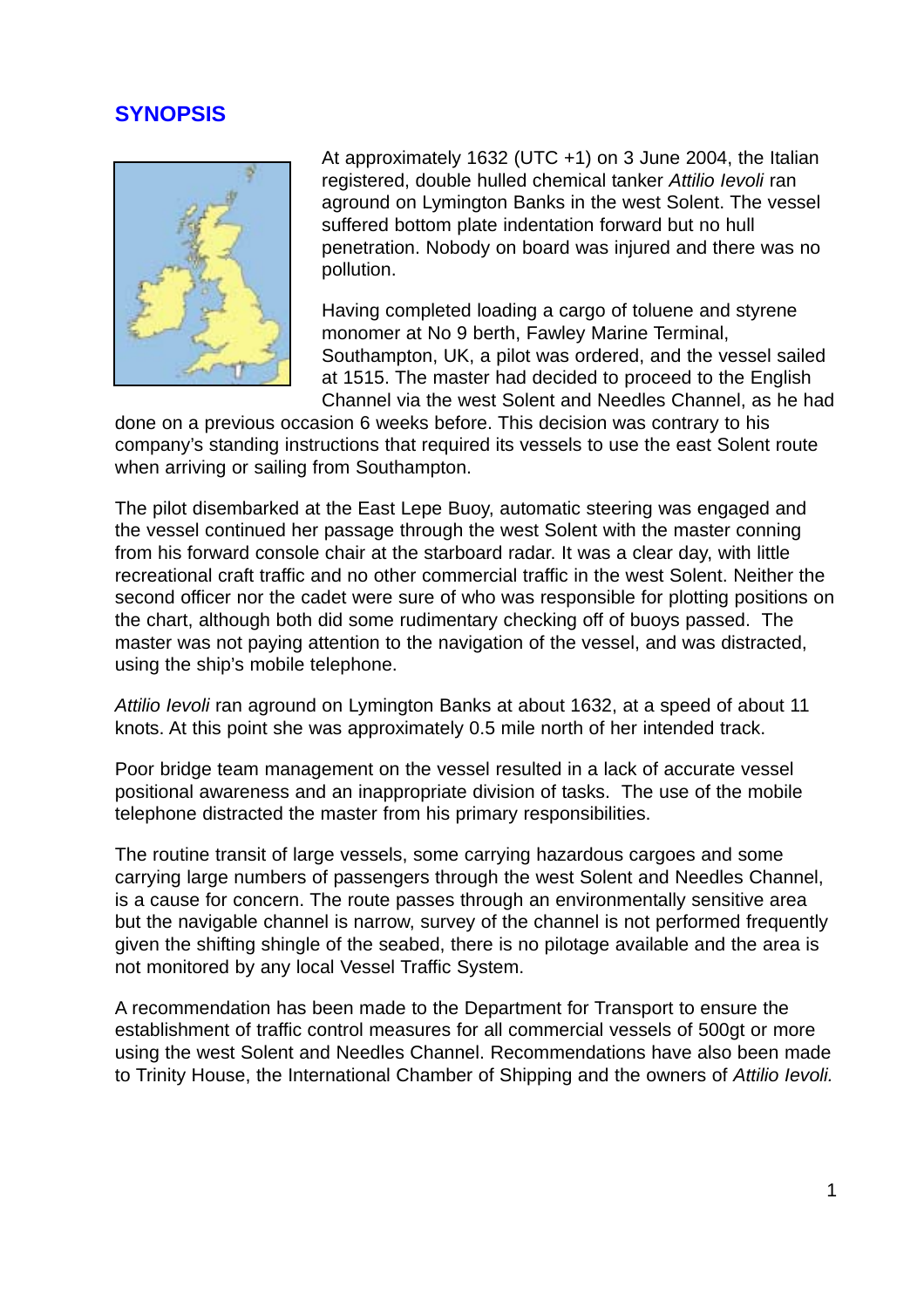## SYNOPSIS

At approximately 1632 (UTC +1) on 3 June 2004, the Italian registered, double hulled chemical tanker *Attilio Ievoli* ran aground on Lymington Banks in the west Solent. The vessel suffered bottom plate indentation forward but no hull penetration. Nobody on board was injured and there was no pollution.

Having completed loading a cargo of toluene and styrene monomer at No 9 berth, Fawley Marine Terminal, Southampton, UK, a pilot was ordered, and the vessel sailed at 1515. The master had decided to proceed to the English Channel via the west Solent and Needles Channel, as he had done on a previous occasion 6 weeks before. This decision was contrary to his company's standing instructions that required its vessels to use the east Solent route when arriving or sailing from Southampton.

The pilot disembarked at the East Lepe Buoy, automatic steering was engaged and the vessel continued her passage through the west Solent with the master conning from his forward console chair at the starboard radar. It was a clear day, with little recreational craft traffic and no other commercial traffic in the west Solent. Neither the second officer nor the cadet were sure of who was responsible for plotting positions on the chart, although both did some rudimentary checking off of buoys passed. The master was not paying attention to the navigation of the vessel, and was distracted, using the ship's mobile telephone.

*Attilio Ievoli* ran aground on Lymington Banks at about 1632, at a speed of about 11 knots. At this point she was approximately 0.5 mile north of her intended track.

Poor bridge team management on the vessel resulted in a lack of accurate vessel positional awareness and an inappropriate division of tasks. The use of the mobile telephone distracted the master from his primary responsibilities.

The routine transit of large vessels, some carrying hazardous cargoes and some carrying large numbers of passengers through the west Solent and Needles Channel, is a cause for concern. The route passes through an environmentally sensitive area but the navigable channel is narrow, survey of the channel is not performed frequently given the shifting shingle of the seabed, there is no pilotage available and the area is not monitored by any local Vessel Traffic System.

A recommendation has been made to the Department for Transport to ensure the establishment of traffic control measures for all commercial vessels of 500gt or more using the west Solent and Needles Channel. Recommendations have also been made to Trinity House, the International Chamber of Shipping and the owners of *Attilio Ievoli.*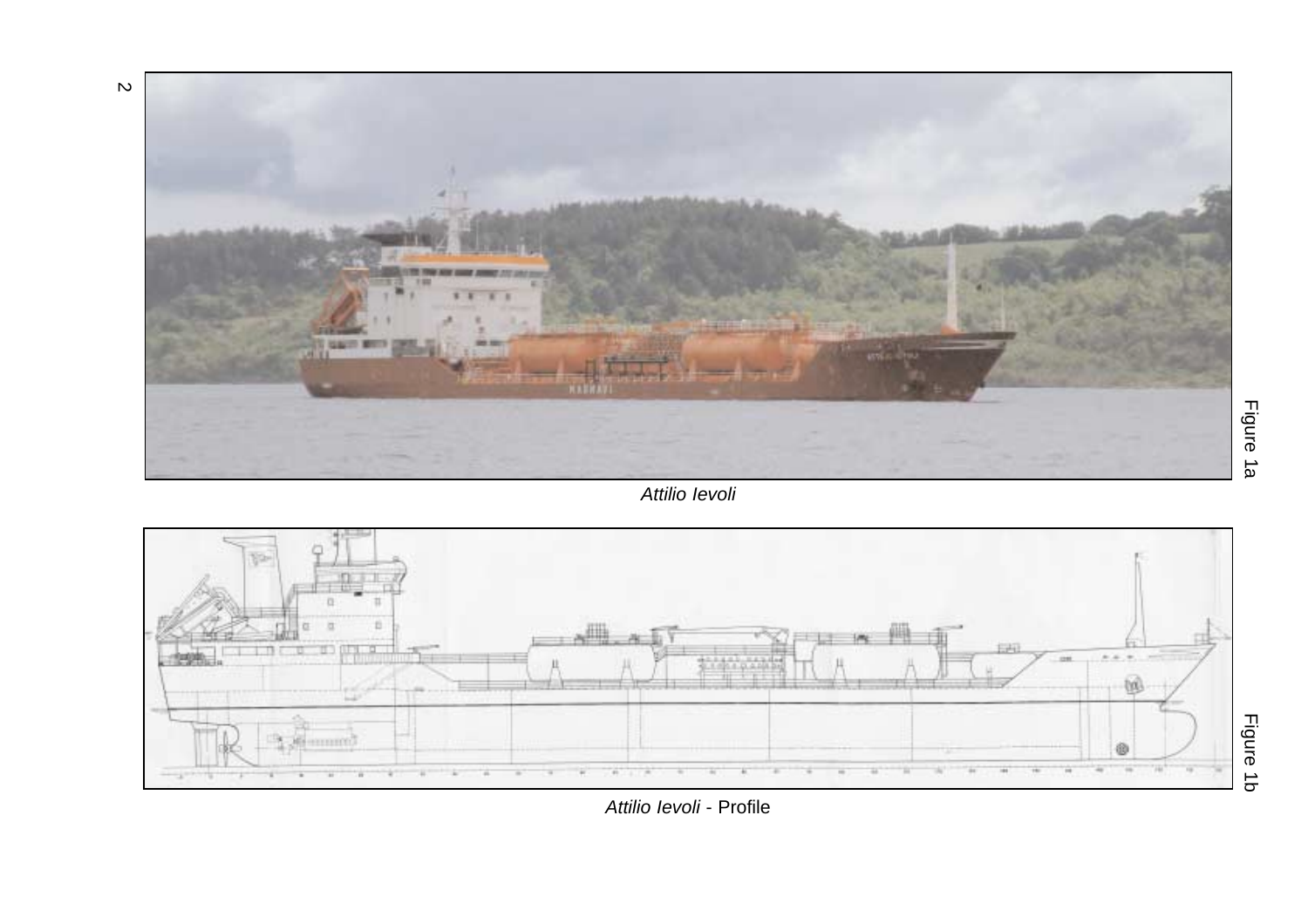Figure 1a

*Attilio Ievoli*

Figure 1b

*Attilio Ievoli* - Profile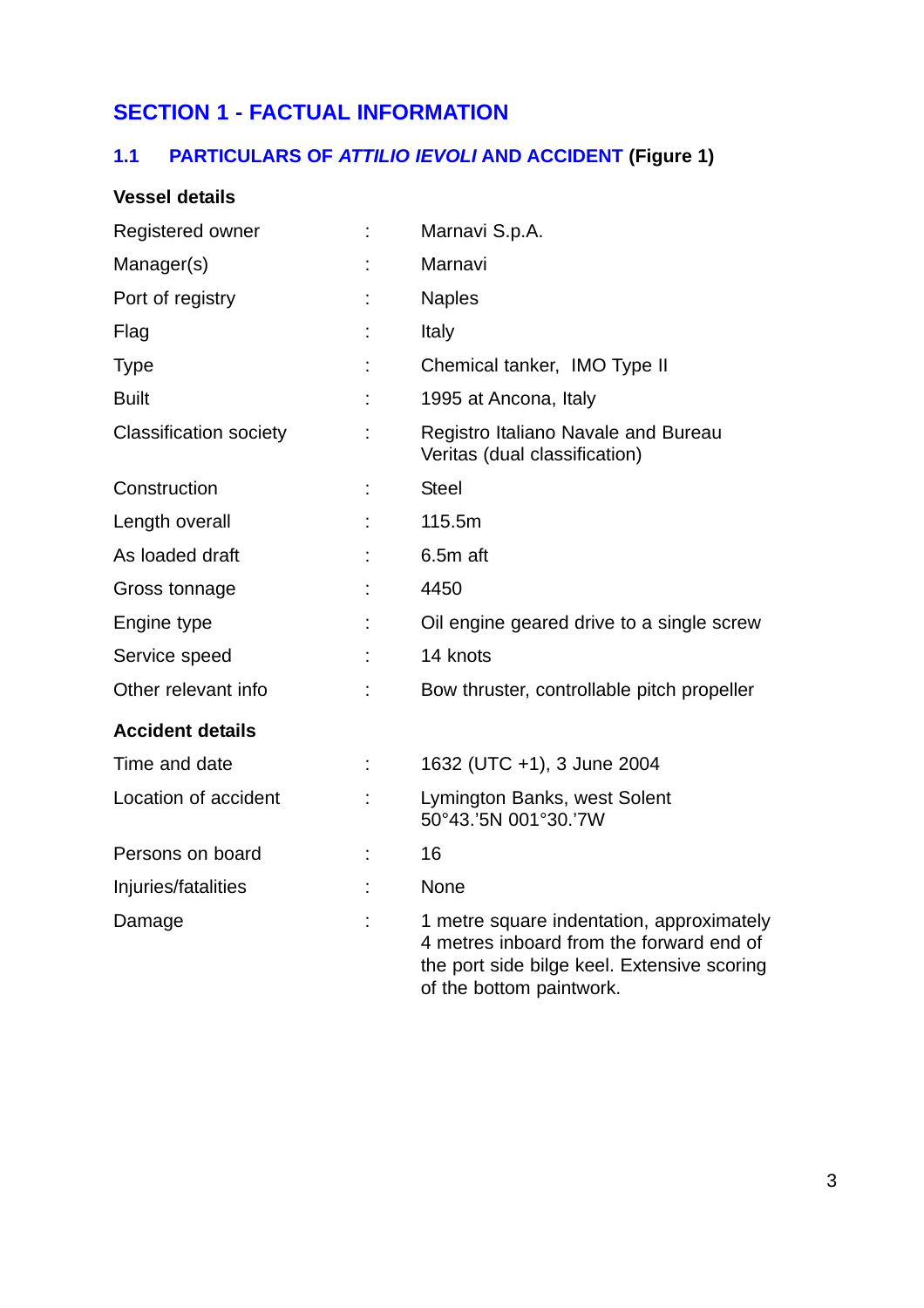# SECTION 1 - FACTUAL INFORMATION

## 1.1 PARTICULARS OF *ATTILIO IEVOLI* AND ACCIDENT (Figure 1)

**Vessel details**

| | | |
|---|---|---|
| Registered owner | : | Marnavi S.p.A. |
| Manager(s) | : | Marnavi |
| Port of registry | : | Naples |
| Flag | : | Italy |
| Type | : | Chemical tanker, IMO Type II |
| Built | : | 1995 at Ancona, Italy |
| Classification society | : | Registro Italiano Navale and Bureau Veritas (dual classification) |
| Construction | : | Steel |
| Length overall | : | 115.5m |
| As loaded draft | : | 6.5m aft |
| Gross tonnage | : | 4450 |
| Engine type | : | Oil engine geared drive to a single screw |
| Service speed | : | 14 knots |
| Other relevant info | : | Bow thruster, controllable pitch propeller |

**Accident details**

| | | |
|---|---|---|
| Time and date | : | 1632 (UTC +1), 3 June 2004 |
| Location of accident | : | Lymington Banks, west Solent 50°43.'5N 001°30.'7W |
| Persons on board | : | 16 |
| Injuries/fatalities | : | None |
| Damage | : | 1 metre square indentation, approximately 4 metres inboard from the forward end of the port side bilge keel. Extensive scoring of the bottom paintwork. |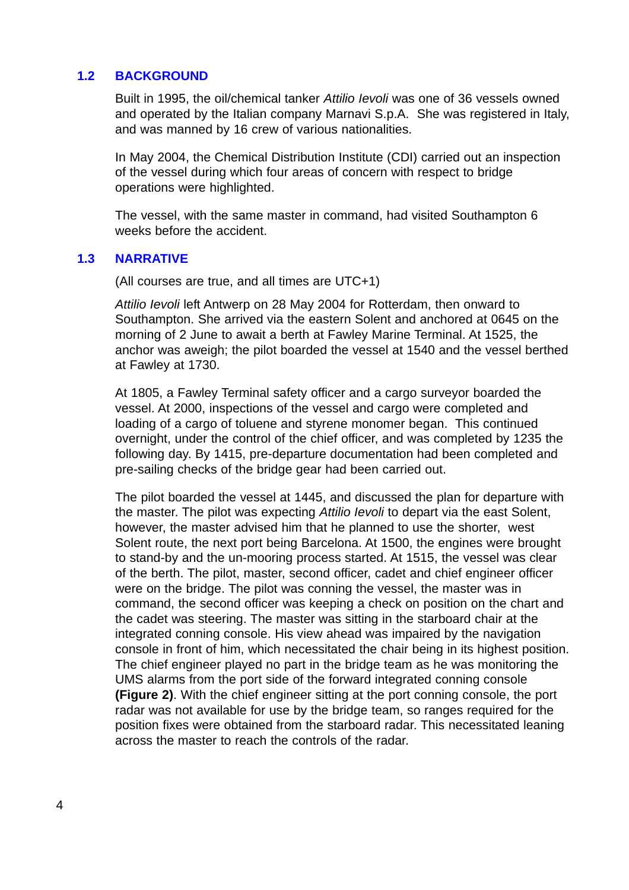## 1.2 BACKGROUND

Built in 1995, the oil/chemical tanker *Attilio Ievoli* was one of 36 vessels owned and operated by the Italian company Marnavi S.p.A. She was registered in Italy, and was manned by 16 crew of various nationalities.

In May 2004, the Chemical Distribution Institute (CDI) carried out an inspection of the vessel during which four areas of concern with respect to bridge operations were highlighted.

The vessel, with the same master in command, had visited Southampton 6 weeks before the accident.

## 1.3 NARRATIVE

(All courses are true, and all times are UTC+1)

*Attilio Ievoli* left Antwerp on 28 May 2004 for Rotterdam, then onward to Southampton. She arrived via the eastern Solent and anchored at 0645 on the morning of 2 June to await a berth at Fawley Marine Terminal. At 1525, the anchor was aweigh; the pilot boarded the vessel at 1540 and the vessel berthed at Fawley at 1730.

At 1805, a Fawley Terminal safety officer and a cargo surveyor boarded the vessel. At 2000, inspections of the vessel and cargo were completed and loading of a cargo of toluene and styrene monomer began. This continued overnight, under the control of the chief officer, and was completed by 1235 the following day. By 1415, pre-departure documentation had been completed and pre-sailing checks of the bridge gear had been carried out.

The pilot boarded the vessel at 1445, and discussed the plan for departure with the master. The pilot was expecting *Attilio Ievoli* to depart via the east Solent, however, the master advised him that he planned to use the shorter, west Solent route, the next port being Barcelona. At 1500, the engines were brought to stand-by and the un-mooring process started. At 1515, the vessel was clear of the berth. The pilot, master, second officer, cadet and chief engineer officer were on the bridge. The pilot was conning the vessel, the master was in command, the second officer was keeping a check on position on the chart and the cadet was steering. The master was sitting in the starboard chair at the integrated conning console. His view ahead was impaired by the navigation console in front of him, which necessitated the chair being in its highest position. The chief engineer played no part in the bridge team as he was monitoring the UMS alarms from the port side of the forward integrated conning console **(Figure 2)**. With the chief engineer sitting at the port conning console, the port radar was not available for use by the bridge team, so ranges required for the position fixes were obtained from the starboard radar. This necessitated leaning across the master to reach the controls of the radar.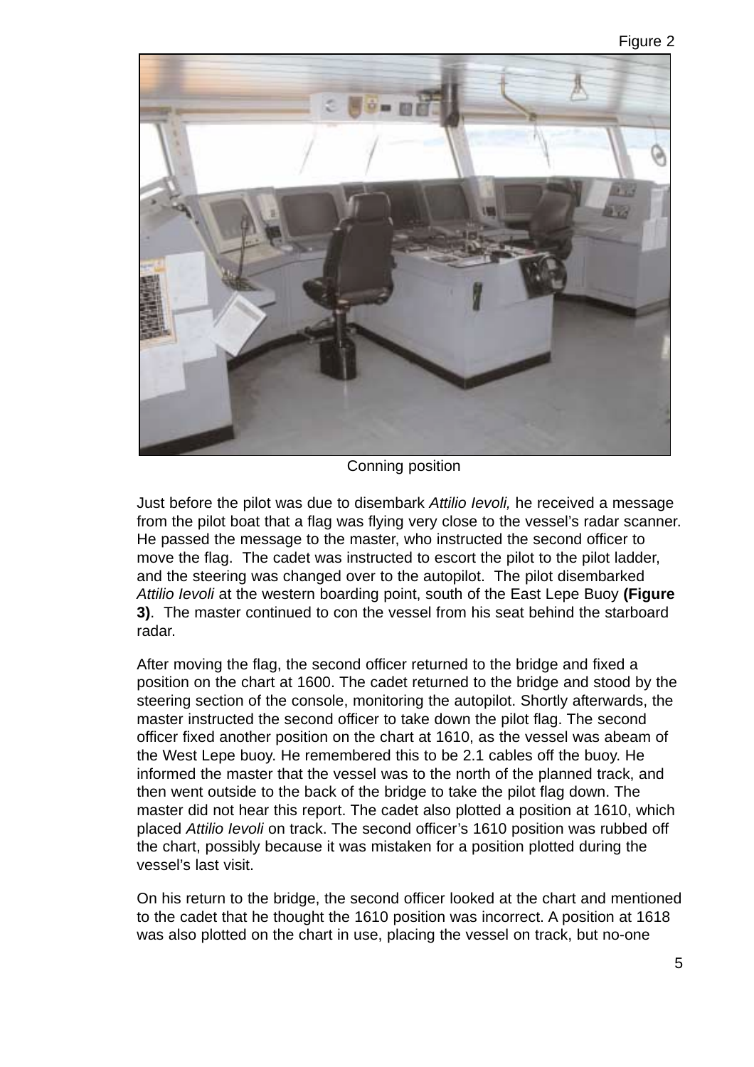Figure 2

Conning position

Just before the pilot was due to disembark *Attilio Ievoli,* he received a message from the pilot boat that a flag was flying very close to the vessel's radar scanner. He passed the message to the master, who instructed the second officer to move the flag. The cadet was instructed to escort the pilot to the pilot ladder, and the steering was changed over to the autopilot. The pilot disembarked *Attilio Ievoli* at the western boarding point, south of the East Lepe Buoy **(Figure 3)**. The master continued to con the vessel from his seat behind the starboard radar.

After moving the flag, the second officer returned to the bridge and fixed a position on the chart at 1600. The cadet returned to the bridge and stood by the steering section of the console, monitoring the autopilot. Shortly afterwards, the master instructed the second officer to take down the pilot flag. The second officer fixed another position on the chart at 1610, as the vessel was abeam of the West Lepe buoy. He remembered this to be 2.1 cables off the buoy. He informed the master that the vessel was to the north of the planned track, and then went outside to the back of the bridge to take the pilot flag down. The master did not hear this report. The cadet also plotted a position at 1610, which placed *Attilio Ievoli* on track. The second officer's 1610 position was rubbed off the chart, possibly because it was mistaken for a position plotted during the vessel's last visit.

On his return to the bridge, the second officer looked at the chart and mentioned to the cadet that he thought the 1610 position was incorrect. A position at 1618 was also plotted on the chart in use, placing the vessel on track, but no-one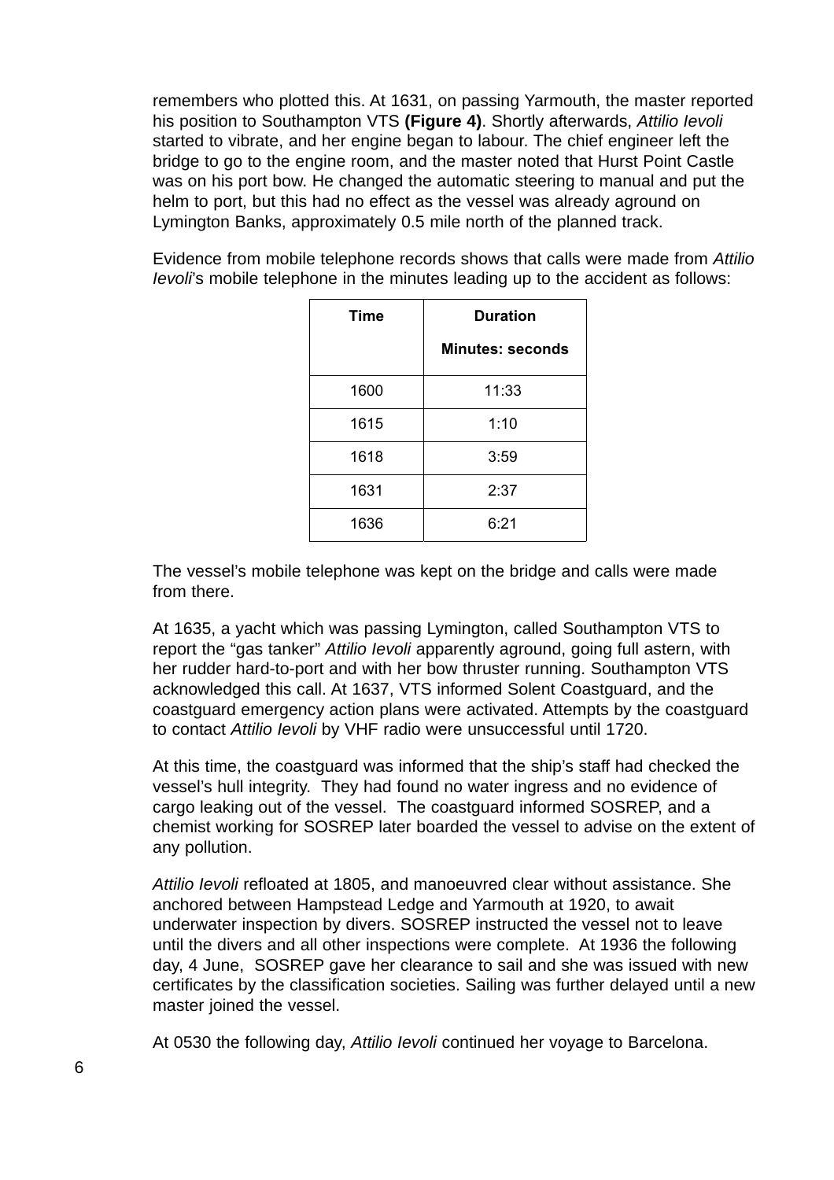remembers who plotted this. At 1631, on passing Yarmouth, the master reported his position to Southampton VTS **(Figure 4)**. Shortly afterwards, *Attilio Ievoli* started to vibrate, and her engine began to labour. The chief engineer left the bridge to go to the engine room, and the master noted that Hurst Point Castle was on his port bow. He changed the automatic steering to manual and put the helm to port, but this had no effect as the vessel was already aground on Lymington Banks, approximately 0.5 mile north of the planned track.

Evidence from mobile telephone records shows that calls were made from *Attilio Ievoli*'s mobile telephone in the minutes leading up to the accident as follows:

| Time | Duration<br>Minutes: seconds |
|---|---|
| 1600 | 11:33 |
| 1615 | 1:10 |
| 1618 | 3:59 |
| 1631 | 2:37 |
| 1636 | 6:21 |

The vessel's mobile telephone was kept on the bridge and calls were made from there.

At 1635, a yacht which was passing Lymington, called Southampton VTS to report the "gas tanker" *Attilio Ievoli* apparently aground, going full astern, with her rudder hard-to-port and with her bow thruster running. Southampton VTS acknowledged this call. At 1637, VTS informed Solent Coastguard, and the coastguard emergency action plans were activated. Attempts by the coastguard to contact *Attilio Ievoli* by VHF radio were unsuccessful until 1720.

At this time, the coastguard was informed that the ship's staff had checked the vessel's hull integrity. They had found no water ingress and no evidence of cargo leaking out of the vessel. The coastguard informed SOSREP, and a chemist working for SOSREP later boarded the vessel to advise on the extent of any pollution.

*Attilio Ievoli* refloated at 1805, and manoeuvred clear without assistance. She anchored between Hampstead Ledge and Yarmouth at 1920, to await underwater inspection by divers. SOSREP instructed the vessel not to leave until the divers and all other inspections were complete. At 1936 the following day, 4 June, SOSREP gave her clearance to sail and she was issued with new certificates by the classification societies. Sailing was further delayed until a new master joined the vessel.

At 0530 the following day, *Attilio Ievoli* continued her voyage to Barcelona.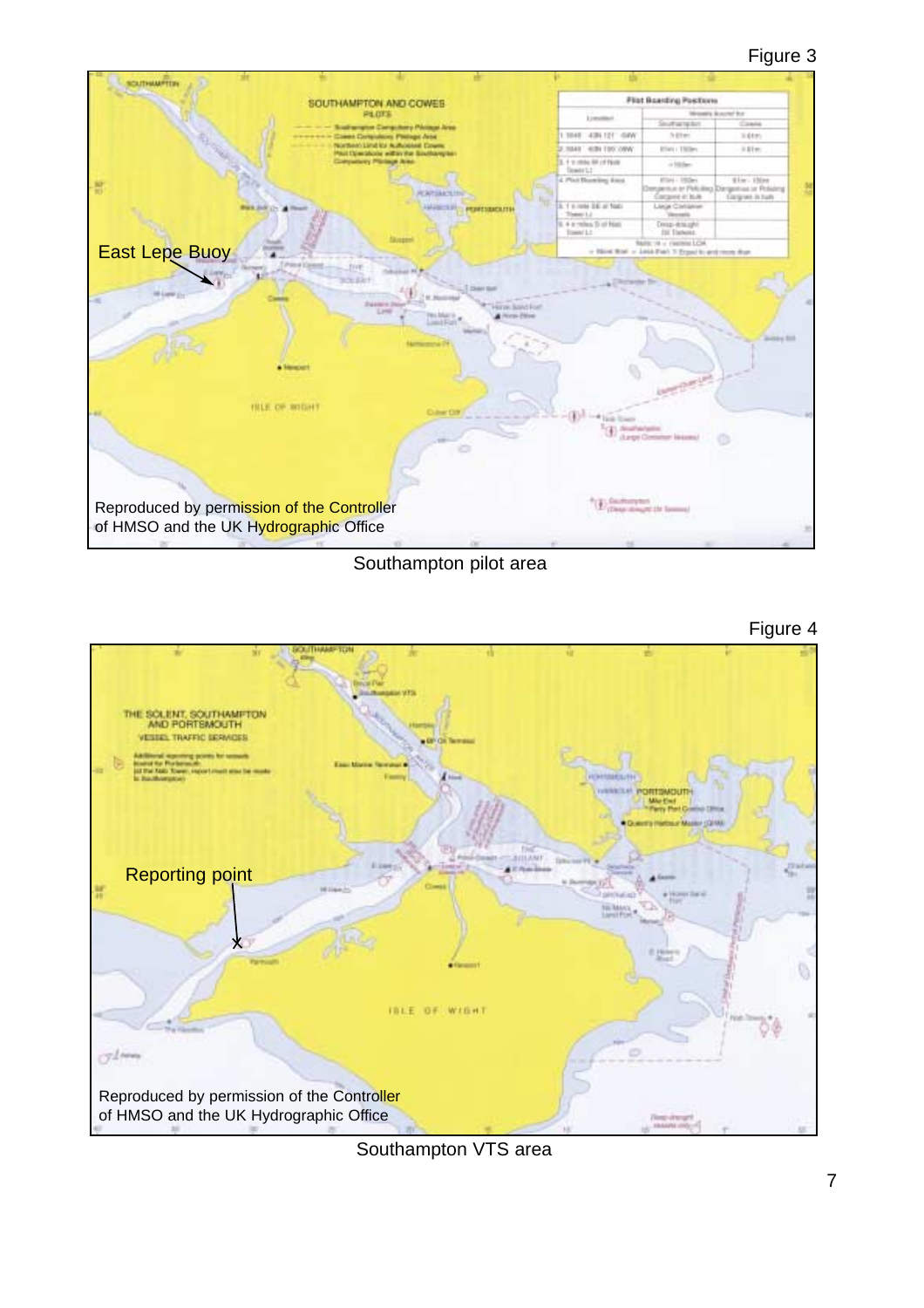Figure 3

East Lepe Buoy

Reproduced by permission of the Controller
of HMSO and the UK Hydrographic Office

Southampton pilot area

Figure 4

Reporting point

Reproduced by permission of the Controller
of HMSO and the UK Hydrographic Office

Southampton VTS area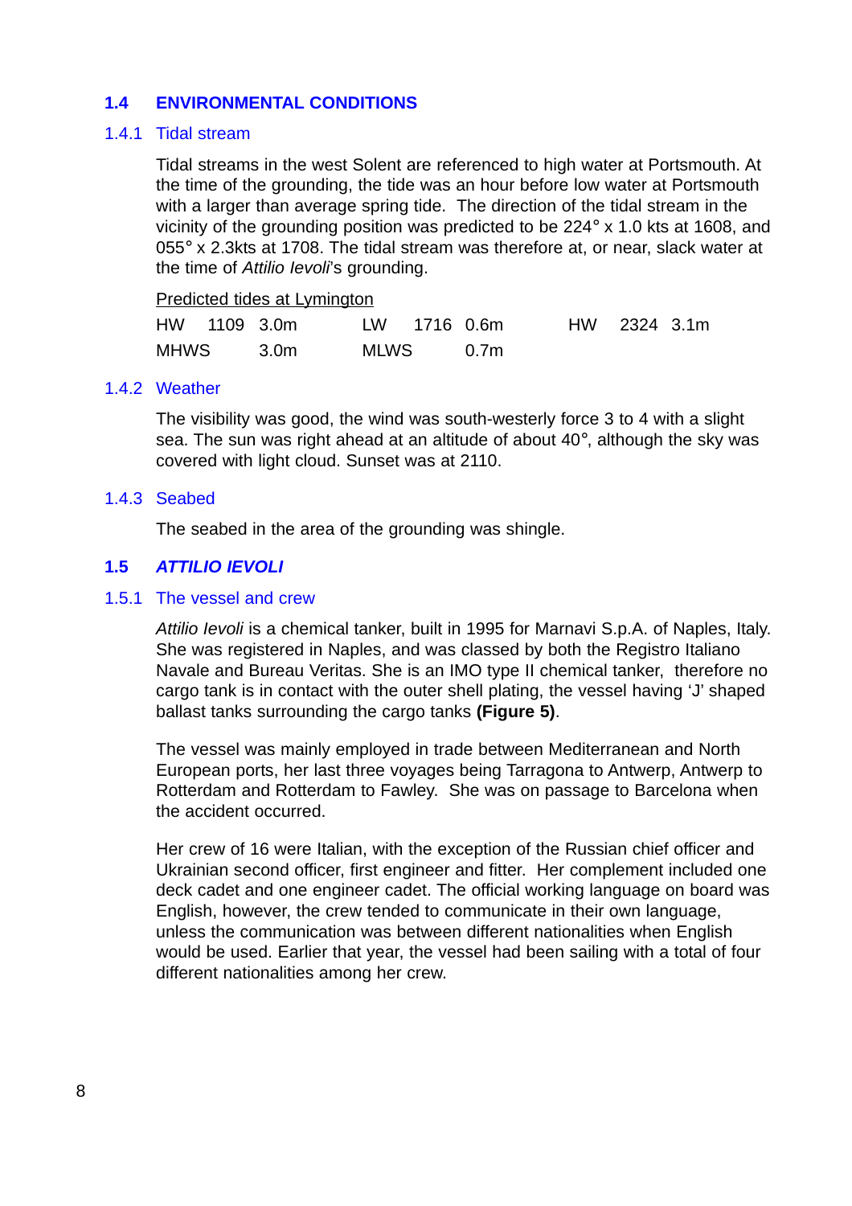## 1.4 ENVIRONMENTAL CONDITIONS

### 1.4.1 Tidal stream

Tidal streams in the west Solent are referenced to high water at Portsmouth. At the time of the grounding, the tide was an hour before low water at Portsmouth with a larger than average spring tide. The direction of the tidal stream in the vicinity of the grounding position was predicted to be 224° x 1.0 kts at 1608, and 055° x 2.3kts at 1708. The tidal stream was therefore at, or near, slack water at the time of *Attilio Ievoli*'s grounding.

Predicted tides at Lymington

| | | | | | | | | |
|---|---|---|---|---|---|---|---|---|
| HW | 1109 | 3.0m | LW | 1716 | 0.6m | HW | 2324 | 3.1m |
| MHWS | | 3.0m | MLWS | | 0.7m | | | |

### 1.4.2 Weather

The visibility was good, the wind was south-westerly force 3 to 4 with a slight sea. The sun was right ahead at an altitude of about 40°, although the sky was covered with light cloud. Sunset was at 2110.

### 1.4.3 Seabed

The seabed in the area of the grounding was shingle.

## 1.5 *ATTILIO IEVOLI*

### 1.5.1 The vessel and crew

*Attilio Ievoli* is a chemical tanker, built in 1995 for Marnavi S.p.A. of Naples, Italy. She was registered in Naples, and was classed by both the Registro Italiano Navale and Bureau Veritas. She is an IMO type II chemical tanker, therefore no cargo tank is in contact with the outer shell plating, the vessel having 'J' shaped ballast tanks surrounding the cargo tanks **(Figure 5)**.

The vessel was mainly employed in trade between Mediterranean and North European ports, her last three voyages being Tarragona to Antwerp, Antwerp to Rotterdam and Rotterdam to Fawley. She was on passage to Barcelona when the accident occurred.

Her crew of 16 were Italian, with the exception of the Russian chief officer and Ukrainian second officer, first engineer and fitter. Her complement included one deck cadet and one engineer cadet. The official working language on board was English, however, the crew tended to communicate in their own language, unless the communication was between different nationalities when English would be used. Earlier that year, the vessel had been sailing with a total of four different nationalities among her crew.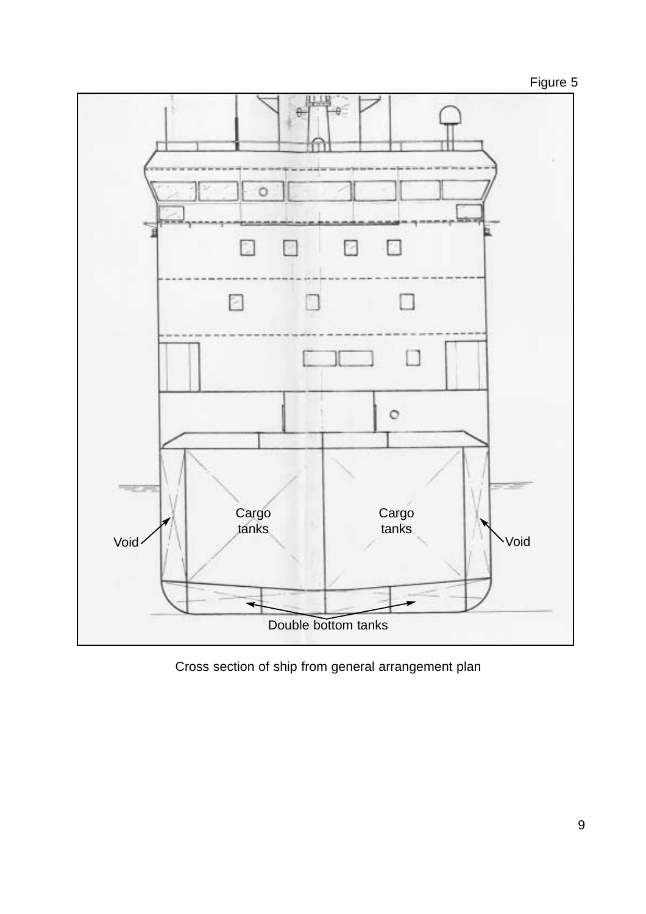Figure 5

Cargo tanks

Cargo tanks

Void

Void

Double bottom tanks

Cross section of ship from general arrangement plan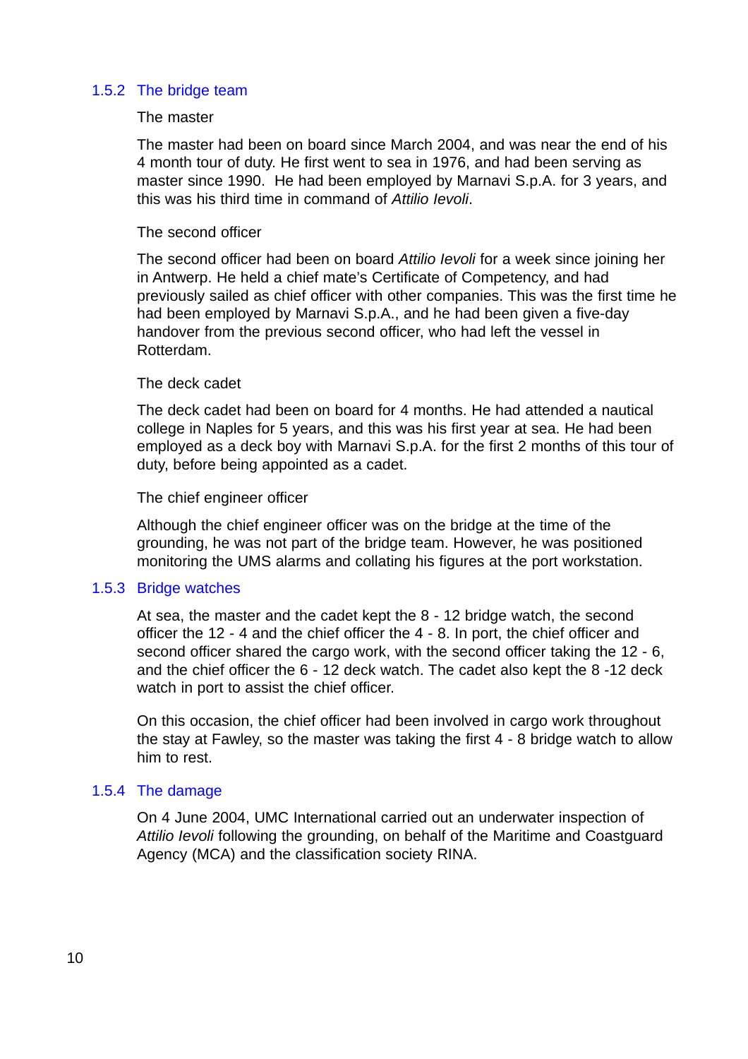### 1.5.2 The bridge team

The master

The master had been on board since March 2004, and was near the end of his 4 month tour of duty. He first went to sea in 1976, and had been serving as master since 1990. He had been employed by Marnavi S.p.A. for 3 years, and this was his third time in command of *Attilio Ievoli*.

The second officer

The second officer had been on board *Attilio Ievoli* for a week since joining her in Antwerp. He held a chief mate's Certificate of Competency, and had previously sailed as chief officer with other companies. This was the first time he had been employed by Marnavi S.p.A., and he had been given a five-day handover from the previous second officer, who had left the vessel in Rotterdam.

The deck cadet

The deck cadet had been on board for 4 months. He had attended a nautical college in Naples for 5 years, and this was his first year at sea. He had been employed as a deck boy with Marnavi S.p.A. for the first 2 months of this tour of duty, before being appointed as a cadet.

The chief engineer officer

Although the chief engineer officer was on the bridge at the time of the grounding, he was not part of the bridge team. However, he was positioned monitoring the UMS alarms and collating his figures at the port workstation.

### 1.5.3 Bridge watches

At sea, the master and the cadet kept the 8 - 12 bridge watch, the second officer the 12 - 4 and the chief officer the 4 - 8. In port, the chief officer and second officer shared the cargo work, with the second officer taking the 12 - 6, and the chief officer the 6 - 12 deck watch. The cadet also kept the 8 -12 deck watch in port to assist the chief officer.

On this occasion, the chief officer had been involved in cargo work throughout the stay at Fawley, so the master was taking the first 4 - 8 bridge watch to allow him to rest.

### 1.5.4 The damage

On 4 June 2004, UMC International carried out an underwater inspection of *Attilio Ievoli* following the grounding, on behalf of the Maritime and Coastguard Agency (MCA) and the classification society RINA.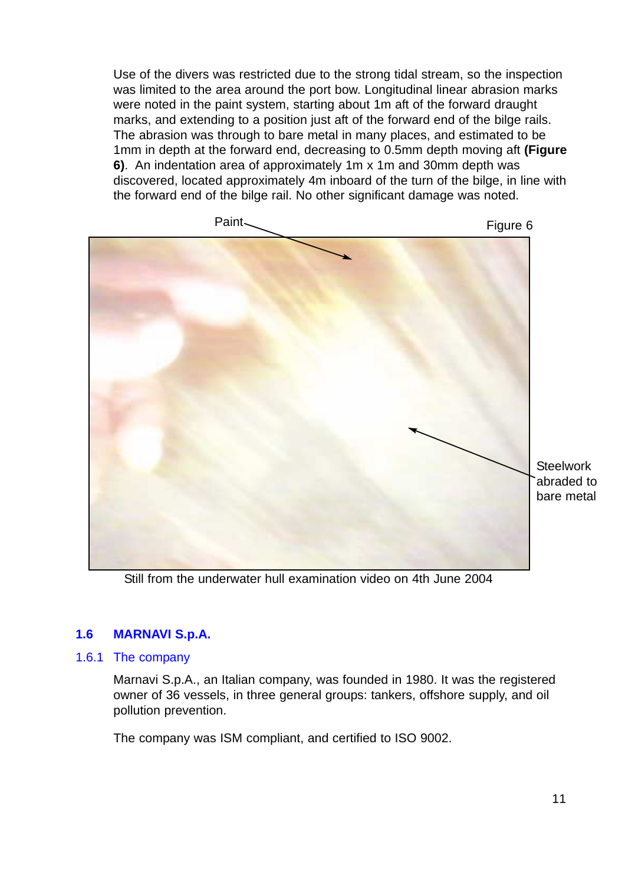Use of the divers was restricted due to the strong tidal stream, so the inspection was limited to the area around the port bow. Longitudinal linear abrasion marks were noted in the paint system, starting about 1m aft of the forward draught marks, and extending to a position just aft of the forward end of the bilge rails. The abrasion was through to bare metal in many places, and estimated to be 1mm in depth at the forward end, decreasing to 0.5mm depth moving aft **(Figure 6)**. An indentation area of approximately 1m x 1m and 30mm depth was discovered, located approximately 4m inboard of the turn of the bilge, in line with the forward end of the bilge rail. No other significant damage was noted.

Figure 6

Paint

Steelwork abraded to bare metal

Still from the underwater hull examination video on 4th June 2004

## 1.6 MARNAVI S.p.A.

### 1.6.1 The company

Marnavi S.p.A., an Italian company, was founded in 1980. It was the registered owner of 36 vessels, in three general groups: tankers, offshore supply, and oil pollution prevention.

The company was ISM compliant, and certified to ISO 9002.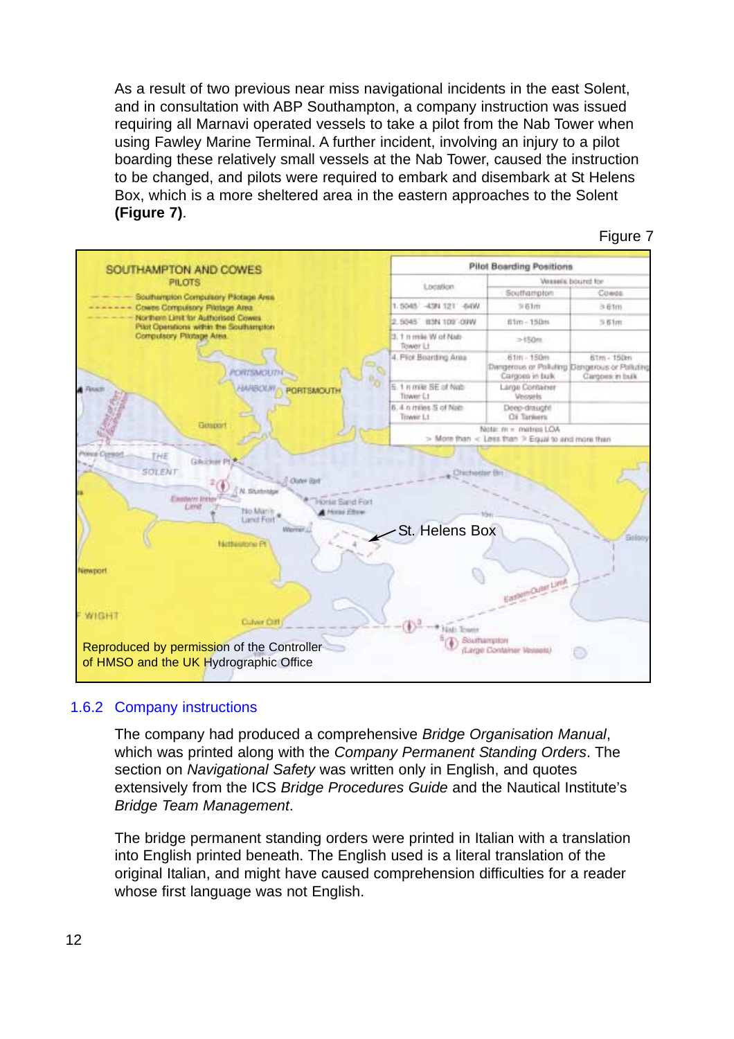As a result of two previous near miss navigational incidents in the east Solent, and in consultation with ABP Southampton, a company instruction was issued requiring all Marnavi operated vessels to take a pilot from the Nab Tower when using Fawley Marine Terminal. A further incident, involving an injury to a pilot boarding these relatively small vessels at the Nab Tower, caused the instruction to be changed, and pilots were required to embark and disembark at St Helens Box, which is a more sheltered area in the eastern approaches to the Solent **(Figure 7)**.

Figure 7

St. Helens Box

Reproduced by permission of the Controller of HMSO and the UK Hydrographic Office

## 1.6.2 Company instructions

The company had produced a comprehensive *Bridge Organisation Manual*, which was printed along with the *Company Permanent Standing Orders*. The section on *Navigational Safety* was written only in English, and quotes extensively from the ICS *Bridge Procedures Guide* and the Nautical Institute's *Bridge Team Management*.

The bridge permanent standing orders were printed in Italian with a translation into English printed beneath. The English used is a literal translation of the original Italian, and might have caused comprehension difficulties for a reader whose first language was not English.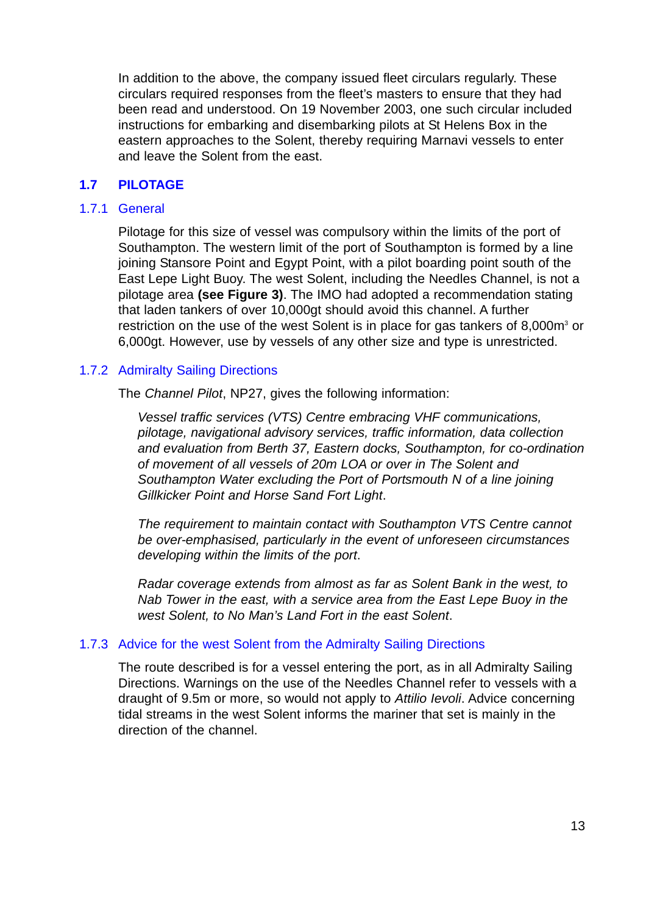In addition to the above, the company issued fleet circulars regularly. These circulars required responses from the fleet's masters to ensure that they had been read and understood. On 19 November 2003, one such circular included instructions for embarking and disembarking pilots at St Helens Box in the eastern approaches to the Solent, thereby requiring Marnavi vessels to enter and leave the Solent from the east.

## 1.7 PILOTAGE

### 1.7.1 General

Pilotage for this size of vessel was compulsory within the limits of the port of Southampton. The western limit of the port of Southampton is formed by a line joining Stansore Point and Egypt Point, with a pilot boarding point south of the East Lepe Light Buoy. The west Solent, including the Needles Channel, is not a pilotage area **(see Figure 3)**. The IMO had adopted a recommendation stating that laden tankers of over 10,000gt should avoid this channel. A further restriction on the use of the west Solent is in place for gas tankers of 8,000m$^3$ or 6,000gt. However, use by vessels of any other size and type is unrestricted.

### 1.7.2 Admiralty Sailing Directions

The *Channel Pilot*, NP27, gives the following information:

> *Vessel traffic services (VTS) Centre embracing VHF communications, pilotage, navigational advisory services, traffic information, data collection and evaluation from Berth 37, Eastern docks, Southampton, for co-ordination of movement of all vessels of 20m LOA or over in The Solent and Southampton Water excluding the Port of Portsmouth N of a line joining Gillkicker Point and Horse Sand Fort Light*.
>
> *The requirement to maintain contact with Southampton VTS Centre cannot be over-emphasised, particularly in the event of unforeseen circumstances developing within the limits of the port*.
>
> *Radar coverage extends from almost as far as Solent Bank in the west, to Nab Tower in the east, with a service area from the East Lepe Buoy in the west Solent, to No Man's Land Fort in the east Solent*.

### 1.7.3 Advice for the west Solent from the Admiralty Sailing Directions

The route described is for a vessel entering the port, as in all Admiralty Sailing Directions. Warnings on the use of the Needles Channel refer to vessels with a draught of 9.5m or more, so would not apply to *Attilio Ievoli*. Advice concerning tidal streams in the west Solent informs the mariner that set is mainly in the direction of the channel.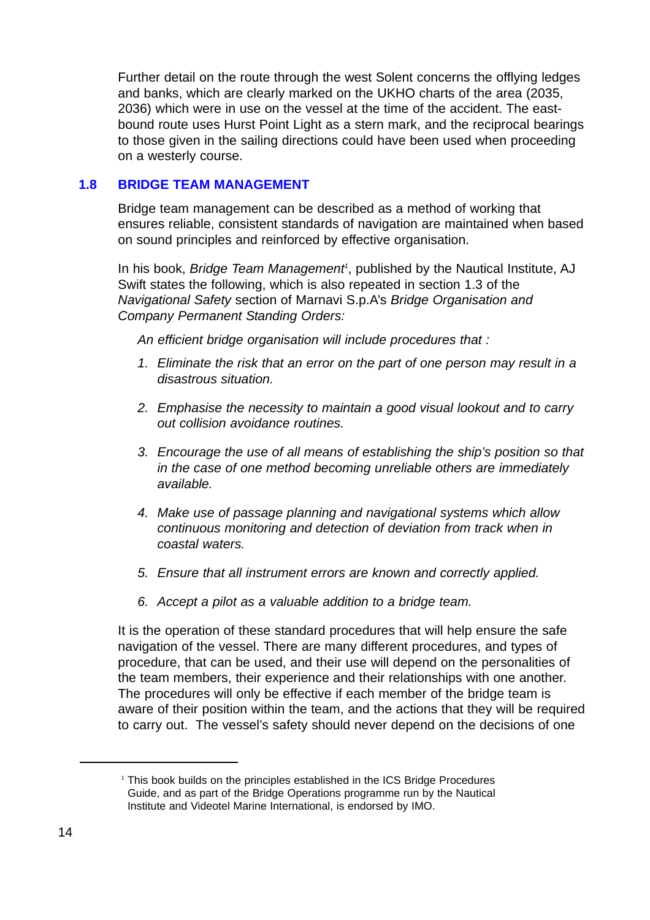Further detail on the route through the west Solent concerns the offlying ledges and banks, which are clearly marked on the UKHO charts of the area (2035, 2036) which were in use on the vessel at the time of the accident. The east-bound route uses Hurst Point Light as a stern mark, and the reciprocal bearings to those given in the sailing directions could have been used when proceeding on a westerly course.

## 1.8 BRIDGE TEAM MANAGEMENT

Bridge team management can be described as a method of working that ensures reliable, consistent standards of navigation are maintained when based on sound principles and reinforced by effective organisation.

In his book, *Bridge Team Management*[1], published by the Nautical Institute, AJ Swift states the following, which is also repeated in section 1.3 of the *Navigational Safety* section of Marnavi S.p.A's *Bridge Organisation and Company Permanent Standing Orders:*

*An efficient bridge organisation will include procedures that :*

1. *Eliminate the risk that an error on the part of one person may result in a disastrous situation.*
2. *Emphasise the necessity to maintain a good visual lookout and to carry out collision avoidance routines.*
3. *Encourage the use of all means of establishing the ship's position so that in the case of one method becoming unreliable others are immediately available.*
4. *Make use of passage planning and navigational systems which allow continuous monitoring and detection of deviation from track when in coastal waters.*
5. *Ensure that all instrument errors are known and correctly applied.*
6. *Accept a pilot as a valuable addition to a bridge team.*

It is the operation of these standard procedures that will help ensure the safe navigation of the vessel. There are many different procedures, and types of procedure, that can be used, and their use will depend on the personalities of the team members, their experience and their relationships with one another. The procedures will only be effective if each member of the bridge team is aware of their position within the team, and the actions that they will be required to carry out. The vessel's safety should never depend on the decisions of one

---

[1] This book builds on the principles established in the ICS Bridge Procedures Guide, and as part of the Bridge Operations programme run by the Nautical Institute and Videotel Marine International, is endorsed by IMO.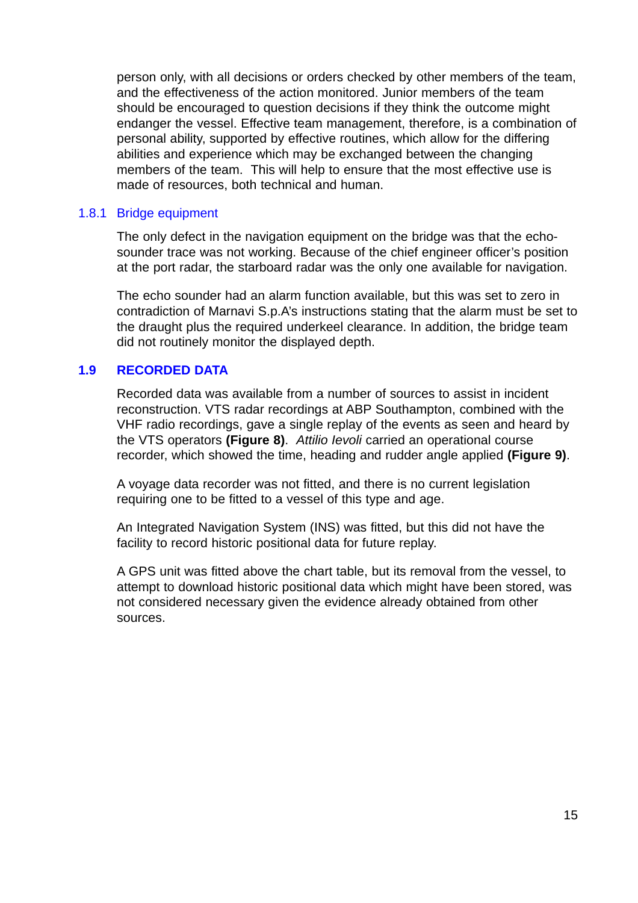person only, with all decisions or orders checked by other members of the team, and the effectiveness of the action monitored. Junior members of the team should be encouraged to question decisions if they think the outcome might endanger the vessel. Effective team management, therefore, is a combination of personal ability, supported by effective routines, which allow for the differing abilities and experience which may be exchanged between the changing members of the team. This will help to ensure that the most effective use is made of resources, both technical and human.

### 1.8.1 Bridge equipment

The only defect in the navigation equipment on the bridge was that the echo-sounder trace was not working. Because of the chief engineer officer's position at the port radar, the starboard radar was the only one available for navigation.

The echo sounder had an alarm function available, but this was set to zero in contradiction of Marnavi S.p.A's instructions stating that the alarm must be set to the draught plus the required underkeel clearance. In addition, the bridge team did not routinely monitor the displayed depth.

## 1.9 RECORDED DATA

Recorded data was available from a number of sources to assist in incident reconstruction. VTS radar recordings at ABP Southampton, combined with the VHF radio recordings, gave a single replay of the events as seen and heard by the VTS operators **(Figure 8)**. *Attilio Ievoli* carried an operational course recorder, which showed the time, heading and rudder angle applied **(Figure 9)**.

A voyage data recorder was not fitted, and there is no current legislation requiring one to be fitted to a vessel of this type and age.

An Integrated Navigation System (INS) was fitted, but this did not have the facility to record historic positional data for future replay.

A GPS unit was fitted above the chart table, but its removal from the vessel, to attempt to download historic positional data which might have been stored, was not considered necessary given the evidence already obtained from other sources.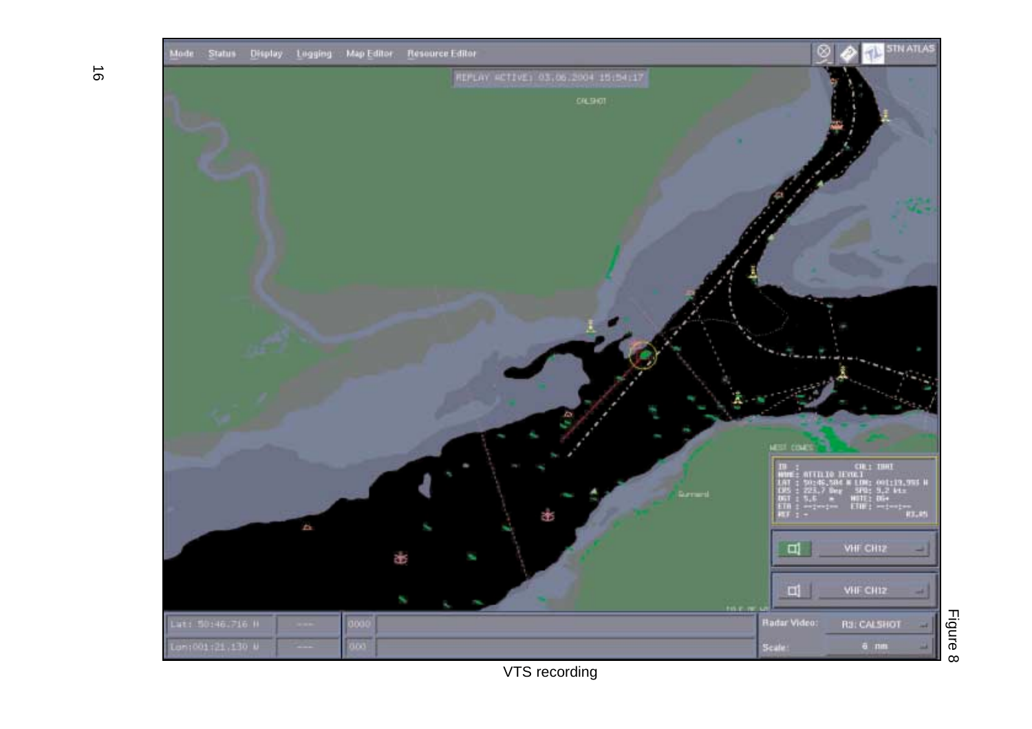Figure 8

VTS recording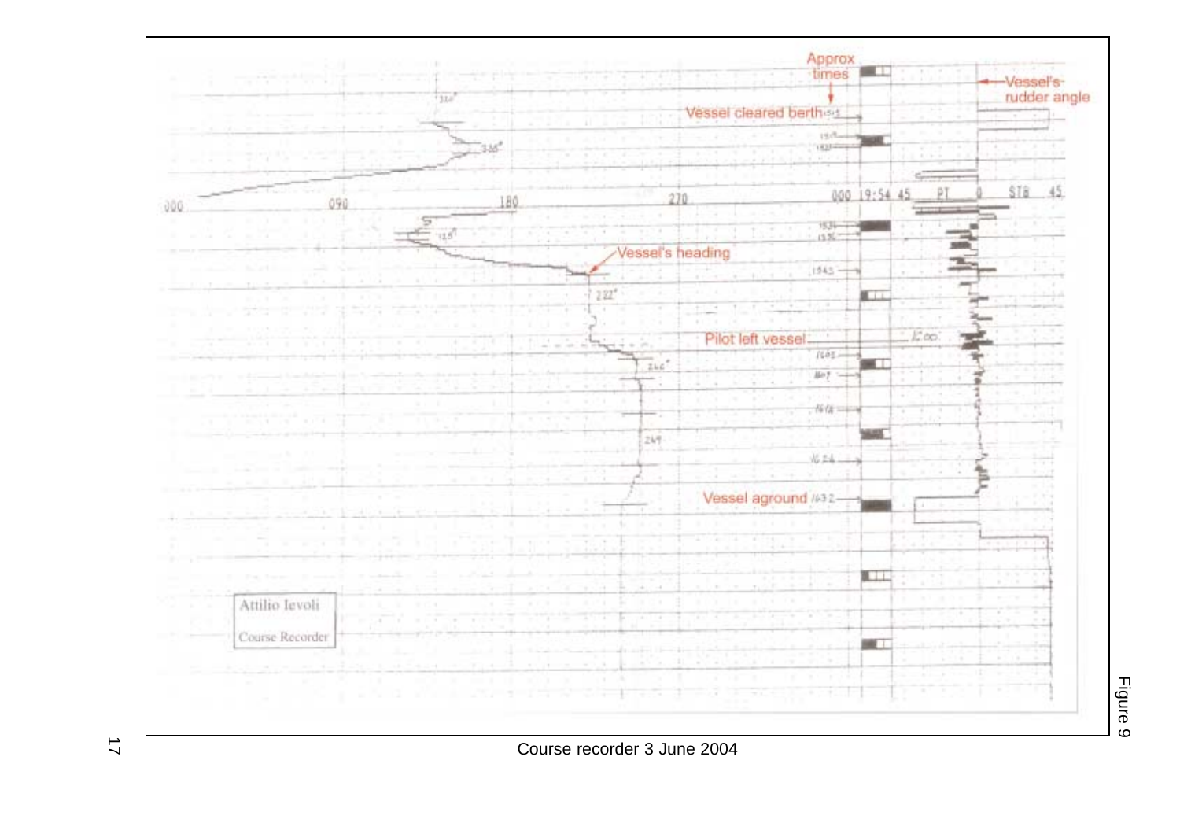Course recorder 3 June 2004

Figure 9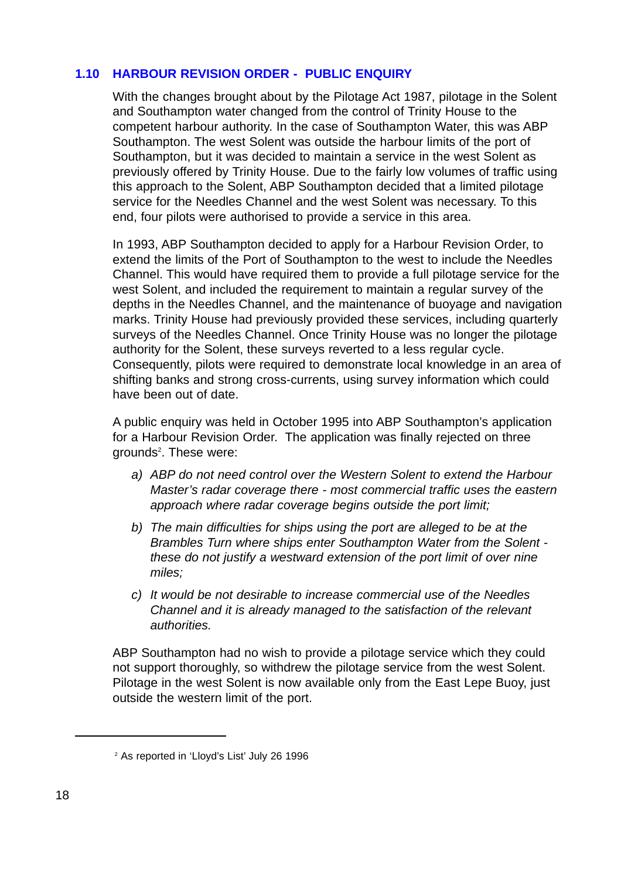## 1.10 HARBOUR REVISION ORDER - PUBLIC ENQUIRY

With the changes brought about by the Pilotage Act 1987, pilotage in the Solent and Southampton water changed from the control of Trinity House to the competent harbour authority. In the case of Southampton Water, this was ABP Southampton. The west Solent was outside the harbour limits of the port of Southampton, but it was decided to maintain a service in the west Solent as previously offered by Trinity House. Due to the fairly low volumes of traffic using this approach to the Solent, ABP Southampton decided that a limited pilotage service for the Needles Channel and the west Solent was necessary. To this end, four pilots were authorised to provide a service in this area.

In 1993, ABP Southampton decided to apply for a Harbour Revision Order, to extend the limits of the Port of Southampton to the west to include the Needles Channel. This would have required them to provide a full pilotage service for the west Solent, and included the requirement to maintain a regular survey of the depths in the Needles Channel, and the maintenance of buoyage and navigation marks. Trinity House had previously provided these services, including quarterly surveys of the Needles Channel. Once Trinity House was no longer the pilotage authority for the Solent, these surveys reverted to a less regular cycle. Consequently, pilots were required to demonstrate local knowledge in an area of shifting banks and strong cross-currents, using survey information which could have been out of date.

A public enquiry was held in October 1995 into ABP Southampton's application for a Harbour Revision Order. The application was finally rejected on three grounds[2]. These were:

a) *ABP do not need control over the Western Solent to extend the Harbour Master's radar coverage there - most commercial traffic uses the eastern approach where radar coverage begins outside the port limit;*

b) *The main difficulties for ships using the port are alleged to be at the Brambles Turn where ships enter Southampton Water from the Solent - these do not justify a westward extension of the port limit of over nine miles;*

c) *It would be not desirable to increase commercial use of the Needles Channel and it is already managed to the satisfaction of the relevant authorities.*

ABP Southampton had no wish to provide a pilotage service which they could not support thoroughly, so withdrew the pilotage service from the west Solent. Pilotage in the west Solent is now available only from the East Lepe Buoy, just outside the western limit of the port.

---

[2] As reported in 'Lloyd's List' July 26 1996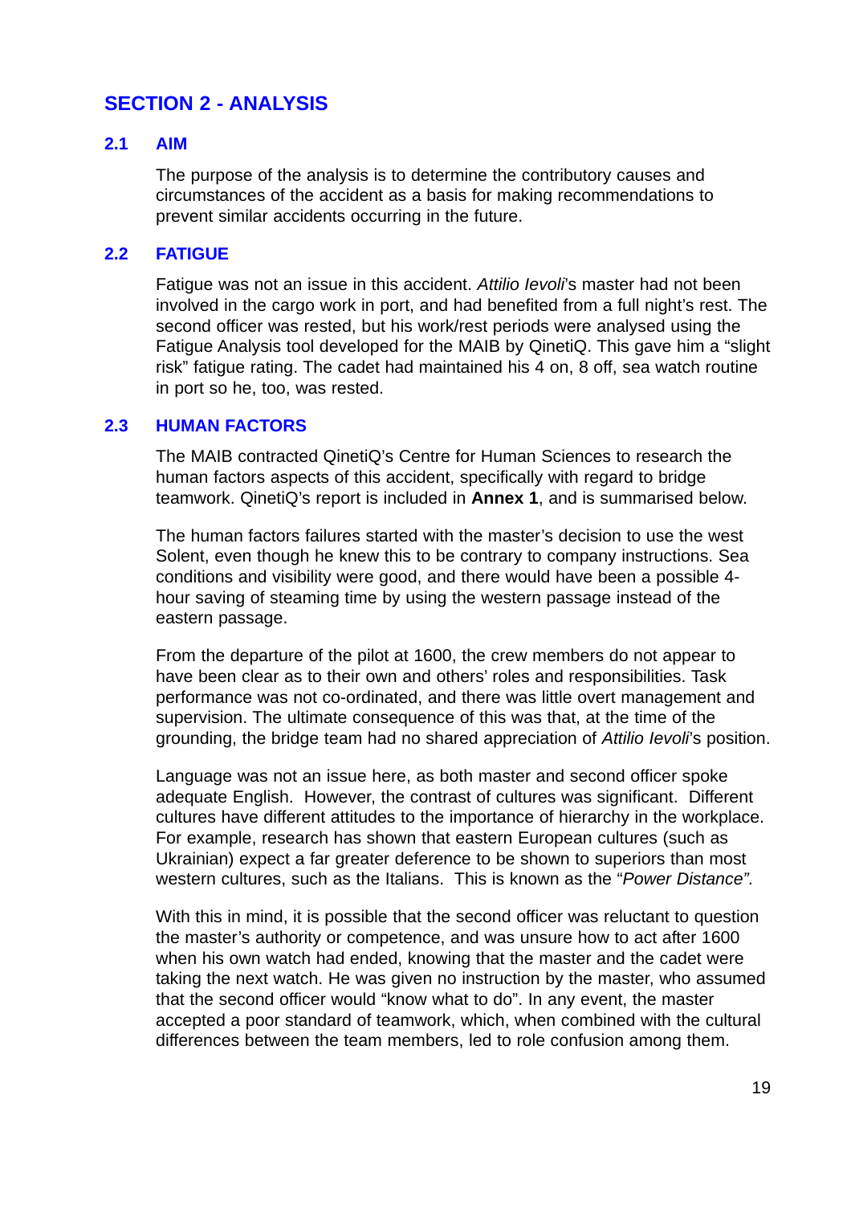# SECTION 2 - ANALYSIS

## 2.1 AIM

The purpose of the analysis is to determine the contributory causes and circumstances of the accident as a basis for making recommendations to prevent similar accidents occurring in the future.

## 2.2 FATIGUE

Fatigue was not an issue in this accident. *Attilio Ievoli*'s master had not been involved in the cargo work in port, and had benefited from a full night's rest. The second officer was rested, but his work/rest periods were analysed using the Fatigue Analysis tool developed for the MAIB by QinetiQ. This gave him a "slight risk" fatigue rating. The cadet had maintained his 4 on, 8 off, sea watch routine in port so he, too, was rested.

## 2.3 HUMAN FACTORS

The MAIB contracted QinetiQ's Centre for Human Sciences to research the human factors aspects of this accident, specifically with regard to bridge teamwork. QinetiQ's report is included in **Annex 1**, and is summarised below.

The human factors failures started with the master's decision to use the west Solent, even though he knew this to be contrary to company instructions. Sea conditions and visibility were good, and there would have been a possible 4-hour saving of steaming time by using the western passage instead of the eastern passage.

From the departure of the pilot at 1600, the crew members do not appear to have been clear as to their own and others' roles and responsibilities. Task performance was not co-ordinated, and there was little overt management and supervision. The ultimate consequence of this was that, at the time of the grounding, the bridge team had no shared appreciation of *Attilio Ievoli*'s position.

Language was not an issue here, as both master and second officer spoke adequate English. However, the contrast of cultures was significant. Different cultures have different attitudes to the importance of hierarchy in the workplace. For example, research has shown that eastern European cultures (such as Ukrainian) expect a far greater deference to be shown to superiors than most western cultures, such as the Italians. This is known as the "*Power Distance".*

With this in mind, it is possible that the second officer was reluctant to question the master's authority or competence, and was unsure how to act after 1600 when his own watch had ended, knowing that the master and the cadet were taking the next watch. He was given no instruction by the master, who assumed that the second officer would "know what to do". In any event, the master accepted a poor standard of teamwork, which, when combined with the cultural differences between the team members, led to role confusion among them.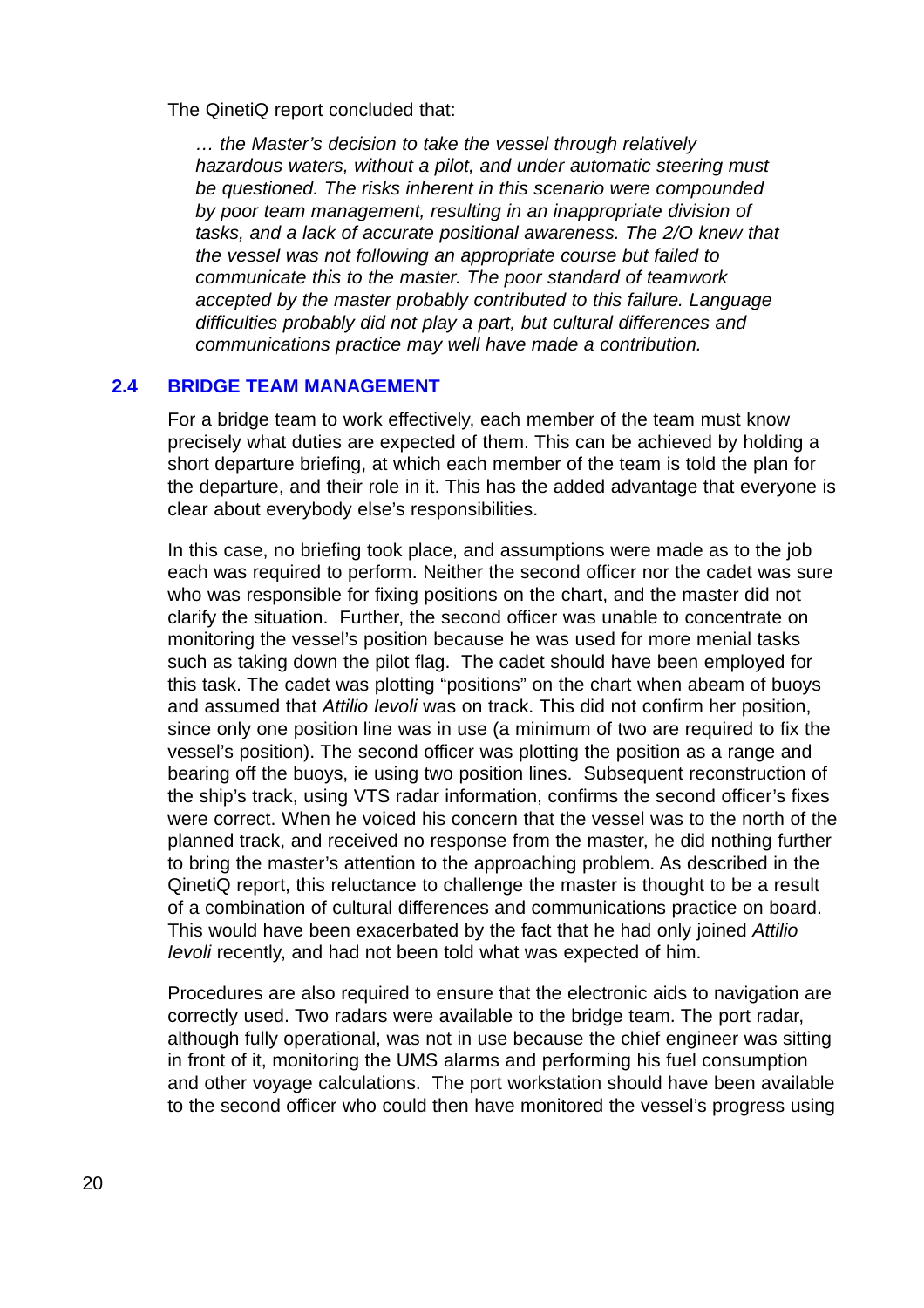The QinetiQ report concluded that:

> *… the Master's decision to take the vessel through relatively hazardous waters, without a pilot, and under automatic steering must be questioned. The risks inherent in this scenario were compounded by poor team management, resulting in an inappropriate division of tasks, and a lack of accurate positional awareness. The 2/O knew that the vessel was not following an appropriate course but failed to communicate this to the master. The poor standard of teamwork accepted by the master probably contributed to this failure. Language difficulties probably did not play a part, but cultural differences and communications practice may well have made a contribution.*

## 2.4 BRIDGE TEAM MANAGEMENT

For a bridge team to work effectively, each member of the team must know precisely what duties are expected of them. This can be achieved by holding a short departure briefing, at which each member of the team is told the plan for the departure, and their role in it. This has the added advantage that everyone is clear about everybody else's responsibilities.

In this case, no briefing took place, and assumptions were made as to the job each was required to perform. Neither the second officer nor the cadet was sure who was responsible for fixing positions on the chart, and the master did not clarify the situation. Further, the second officer was unable to concentrate on monitoring the vessel's position because he was used for more menial tasks such as taking down the pilot flag. The cadet should have been employed for this task. The cadet was plotting "positions" on the chart when abeam of buoys and assumed that *Attilio Ievoli* was on track. This did not confirm her position, since only one position line was in use (a minimum of two are required to fix the vessel's position). The second officer was plotting the position as a range and bearing off the buoys, ie using two position lines. Subsequent reconstruction of the ship's track, using VTS radar information, confirms the second officer's fixes were correct. When he voiced his concern that the vessel was to the north of the planned track, and received no response from the master, he did nothing further to bring the master's attention to the approaching problem. As described in the QinetiQ report, this reluctance to challenge the master is thought to be a result of a combination of cultural differences and communications practice on board. This would have been exacerbated by the fact that he had only joined *Attilio Ievoli* recently, and had not been told what was expected of him.

Procedures are also required to ensure that the electronic aids to navigation are correctly used. Two radars were available to the bridge team. The port radar, although fully operational, was not in use because the chief engineer was sitting in front of it, monitoring the UMS alarms and performing his fuel consumption and other voyage calculations. The port workstation should have been available to the second officer who could then have monitored the vessel's progress using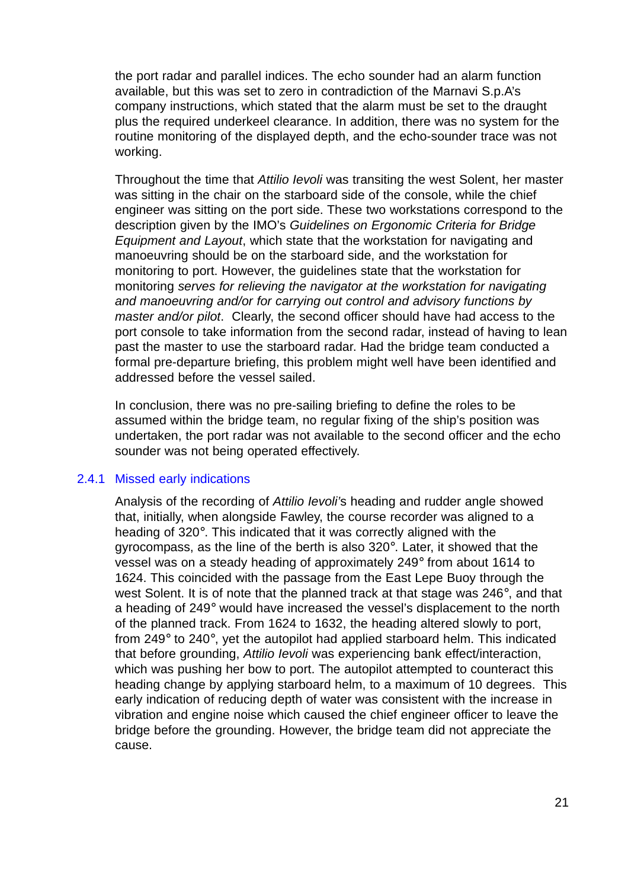the port radar and parallel indices. The echo sounder had an alarm function available, but this was set to zero in contradiction of the Marnavi S.p.A's company instructions, which stated that the alarm must be set to the draught plus the required underkeel clearance. In addition, there was no system for the routine monitoring of the displayed depth, and the echo-sounder trace was not working.

Throughout the time that *Attilio Ievoli* was transiting the west Solent, her master was sitting in the chair on the starboard side of the console, while the chief engineer was sitting on the port side. These two workstations correspond to the description given by the IMO's *Guidelines on Ergonomic Criteria for Bridge Equipment and Layout*, which state that the workstation for navigating and manoeuvring should be on the starboard side, and the workstation for monitoring to port. However, the guidelines state that the workstation for monitoring *serves for relieving the navigator at the workstation for navigating and manoeuvring and/or for carrying out control and advisory functions by master and/or pilot*. Clearly, the second officer should have had access to the port console to take information from the second radar, instead of having to lean past the master to use the starboard radar. Had the bridge team conducted a formal pre-departure briefing, this problem might well have been identified and addressed before the vessel sailed.

In conclusion, there was no pre-sailing briefing to define the roles to be assumed within the bridge team, no regular fixing of the ship's position was undertaken, the port radar was not available to the second officer and the echo sounder was not being operated effectively.

### 2.4.1 Missed early indications

Analysis of the recording of *Attilio Ievoli's* heading and rudder angle showed that, initially, when alongside Fawley, the course recorder was aligned to a heading of 320°. This indicated that it was correctly aligned with the gyrocompass, as the line of the berth is also 320°. Later, it showed that the vessel was on a steady heading of approximately 249° from about 1614 to 1624. This coincided with the passage from the East Lepe Buoy through the west Solent. It is of note that the planned track at that stage was 246°, and that a heading of 249° would have increased the vessel's displacement to the north of the planned track. From 1624 to 1632, the heading altered slowly to port, from 249° to 240°, yet the autopilot had applied starboard helm. This indicated that before grounding, *Attilio Ievoli* was experiencing bank effect/interaction, which was pushing her bow to port. The autopilot attempted to counteract this heading change by applying starboard helm, to a maximum of 10 degrees. This early indication of reducing depth of water was consistent with the increase in vibration and engine noise which caused the chief engineer officer to leave the bridge before the grounding. However, the bridge team did not appreciate the cause.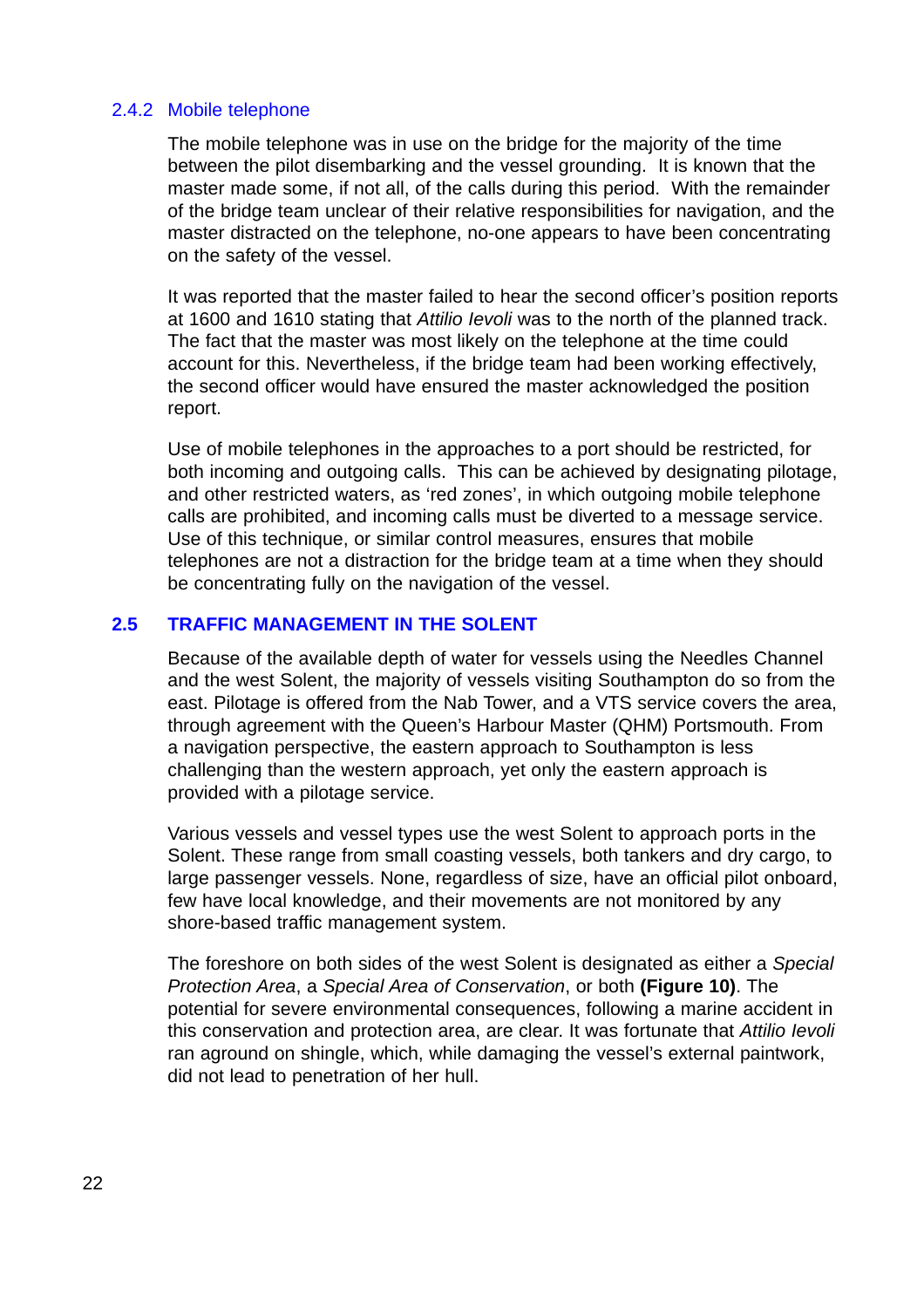### 2.4.2 Mobile telephone

The mobile telephone was in use on the bridge for the majority of the time between the pilot disembarking and the vessel grounding. It is known that the master made some, if not all, of the calls during this period. With the remainder of the bridge team unclear of their relative responsibilities for navigation, and the master distracted on the telephone, no-one appears to have been concentrating on the safety of the vessel.

It was reported that the master failed to hear the second officer's position reports at 1600 and 1610 stating that *Attilio Ievoli* was to the north of the planned track. The fact that the master was most likely on the telephone at the time could account for this. Nevertheless, if the bridge team had been working effectively, the second officer would have ensured the master acknowledged the position report.

Use of mobile telephones in the approaches to a port should be restricted, for both incoming and outgoing calls. This can be achieved by designating pilotage, and other restricted waters, as 'red zones', in which outgoing mobile telephone calls are prohibited, and incoming calls must be diverted to a message service. Use of this technique, or similar control measures, ensures that mobile telephones are not a distraction for the bridge team at a time when they should be concentrating fully on the navigation of the vessel.

## 2.5 TRAFFIC MANAGEMENT IN THE SOLENT

Because of the available depth of water for vessels using the Needles Channel and the west Solent, the majority of vessels visiting Southampton do so from the east. Pilotage is offered from the Nab Tower, and a VTS service covers the area, through agreement with the Queen's Harbour Master (QHM) Portsmouth. From a navigation perspective, the eastern approach to Southampton is less challenging than the western approach, yet only the eastern approach is provided with a pilotage service.

Various vessels and vessel types use the west Solent to approach ports in the Solent. These range from small coasting vessels, both tankers and dry cargo, to large passenger vessels. None, regardless of size, have an official pilot onboard, few have local knowledge, and their movements are not monitored by any shore-based traffic management system.

The foreshore on both sides of the west Solent is designated as either a *Special Protection Area*, a *Special Area of Conservation*, or both **(Figure 10)**. The potential for severe environmental consequences, following a marine accident in this conservation and protection area, are clear. It was fortunate that *Attilio Ievoli* ran aground on shingle, which, while damaging the vessel's external paintwork, did not lead to penetration of her hull.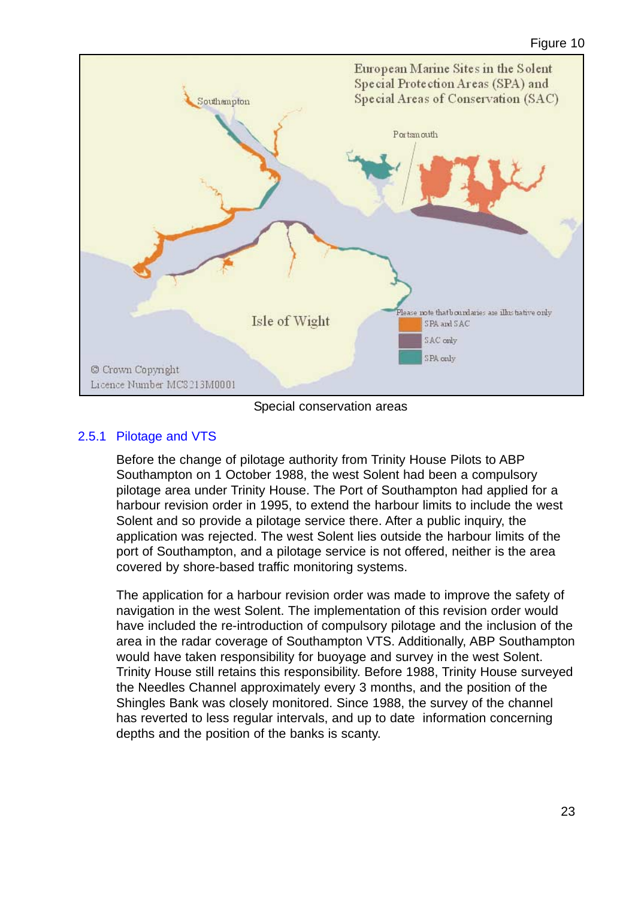Figure 10

Special conservation areas

### 2.5.1 Pilotage and VTS

Before the change of pilotage authority from Trinity House Pilots to ABP Southampton on 1 October 1988, the west Solent had been a compulsory pilotage area under Trinity House. The Port of Southampton had applied for a harbour revision order in 1995, to extend the harbour limits to include the west Solent and so provide a pilotage service there. After a public inquiry, the application was rejected. The west Solent lies outside the harbour limits of the port of Southampton, and a pilotage service is not offered, neither is the area covered by shore-based traffic monitoring systems.

The application for a harbour revision order was made to improve the safety of navigation in the west Solent. The implementation of this revision order would have included the re-introduction of compulsory pilotage and the inclusion of the area in the radar coverage of Southampton VTS. Additionally, ABP Southampton would have taken responsibility for buoyage and survey in the west Solent. Trinity House still retains this responsibility. Before 1988, Trinity House surveyed the Needles Channel approximately every 3 months, and the position of the Shingles Bank was closely monitored. Since 1988, the survey of the channel has reverted to less regular intervals, and up to date information concerning depths and the position of the banks is scanty.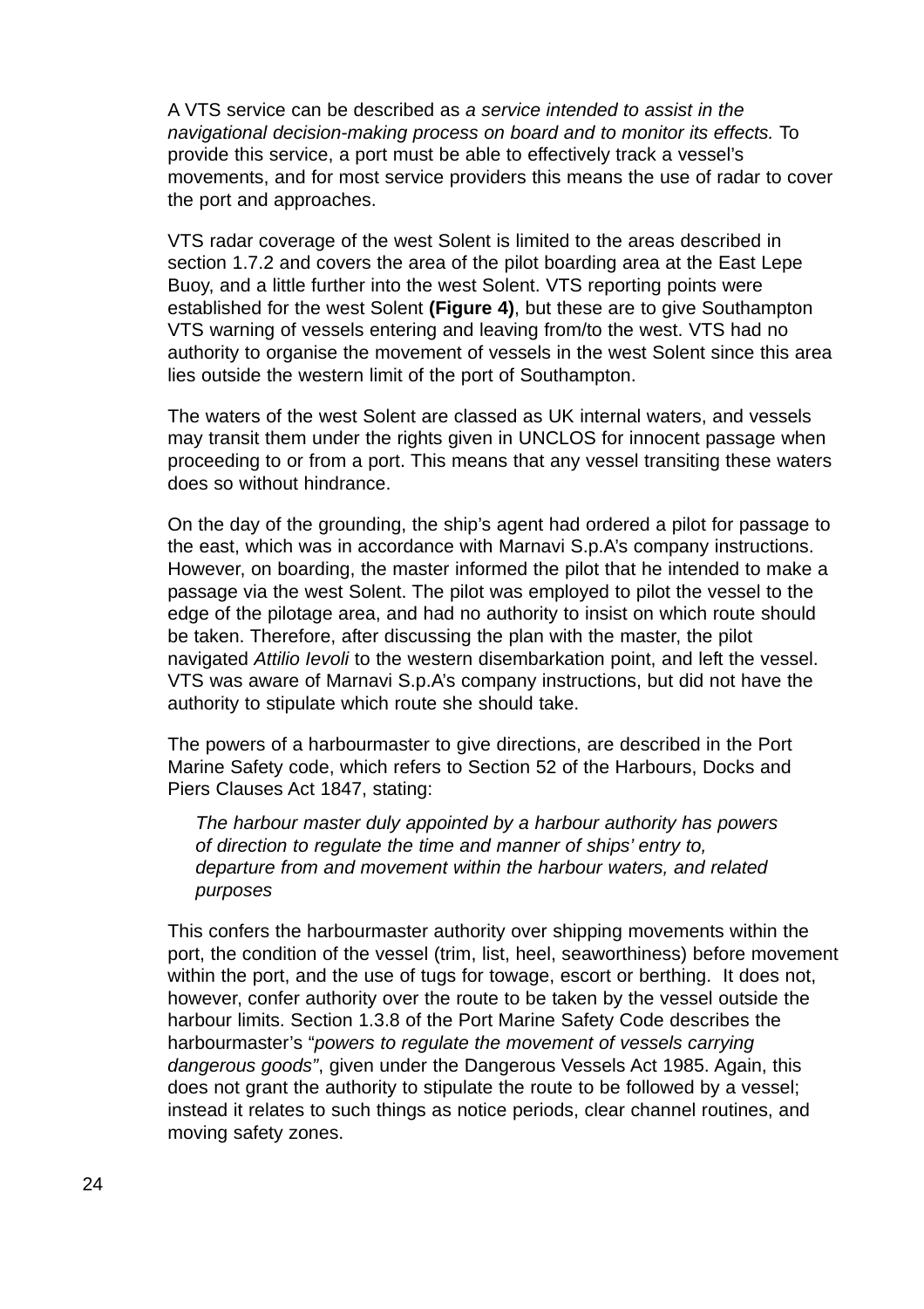A VTS service can be described as *a service intended to assist in the navigational decision-making process on board and to monitor its effects.* To provide this service, a port must be able to effectively track a vessel's movements, and for most service providers this means the use of radar to cover the port and approaches.

VTS radar coverage of the west Solent is limited to the areas described in section 1.7.2 and covers the area of the pilot boarding area at the East Lepe Buoy, and a little further into the west Solent. VTS reporting points were established for the west Solent **(Figure 4)**, but these are to give Southampton VTS warning of vessels entering and leaving from/to the west. VTS had no authority to organise the movement of vessels in the west Solent since this area lies outside the western limit of the port of Southampton.

The waters of the west Solent are classed as UK internal waters, and vessels may transit them under the rights given in UNCLOS for innocent passage when proceeding to or from a port. This means that any vessel transiting these waters does so without hindrance.

On the day of the grounding, the ship's agent had ordered a pilot for passage to the east, which was in accordance with Marnavi S.p.A's company instructions. However, on boarding, the master informed the pilot that he intended to make a passage via the west Solent. The pilot was employed to pilot the vessel to the edge of the pilotage area, and had no authority to insist on which route should be taken. Therefore, after discussing the plan with the master, the pilot navigated *Attilio Ievoli* to the western disembarkation point, and left the vessel. VTS was aware of Marnavi S.p.A's company instructions, but did not have the authority to stipulate which route she should take.

The powers of a harbourmaster to give directions, are described in the Port Marine Safety code, which refers to Section 52 of the Harbours, Docks and Piers Clauses Act 1847, stating:

> *The harbour master duly appointed by a harbour authority has powers of direction to regulate the time and manner of ships' entry to, departure from and movement within the harbour waters, and related purposes*

This confers the harbourmaster authority over shipping movements within the port, the condition of the vessel (trim, list, heel, seaworthiness) before movement within the port, and the use of tugs for towage, escort or berthing. It does not, however, confer authority over the route to be taken by the vessel outside the harbour limits. Section 1.3.8 of the Port Marine Safety Code describes the harbourmaster's "*powers to regulate the movement of vessels carrying dangerous goods"*, given under the Dangerous Vessels Act 1985. Again, this does not grant the authority to stipulate the route to be followed by a vessel; instead it relates to such things as notice periods, clear channel routines, and moving safety zones.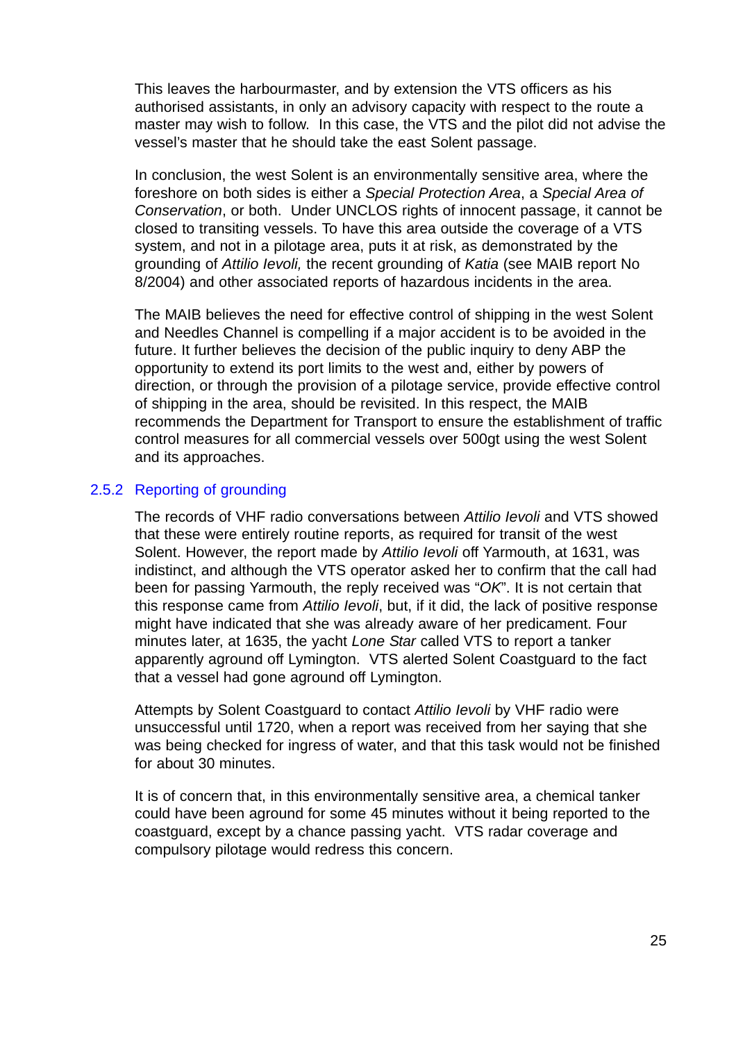This leaves the harbourmaster, and by extension the VTS officers as his authorised assistants, in only an advisory capacity with respect to the route a master may wish to follow. In this case, the VTS and the pilot did not advise the vessel's master that he should take the east Solent passage.

In conclusion, the west Solent is an environmentally sensitive area, where the foreshore on both sides is either a *Special Protection Area*, a *Special Area of Conservation*, or both. Under UNCLOS rights of innocent passage, it cannot be closed to transiting vessels. To have this area outside the coverage of a VTS system, and not in a pilotage area, puts it at risk, as demonstrated by the grounding of *Attilio Ievoli,* the recent grounding of *Katia* (see MAIB report No 8/2004) and other associated reports of hazardous incidents in the area.

The MAIB believes the need for effective control of shipping in the west Solent and Needles Channel is compelling if a major accident is to be avoided in the future. It further believes the decision of the public inquiry to deny ABP the opportunity to extend its port limits to the west and, either by powers of direction, or through the provision of a pilotage service, provide effective control of shipping in the area, should be revisited. In this respect, the MAIB recommends the Department for Transport to ensure the establishment of traffic control measures for all commercial vessels over 500gt using the west Solent and its approaches.

### 2.5.2 Reporting of grounding

The records of VHF radio conversations between *Attilio Ievoli* and VTS showed that these were entirely routine reports, as required for transit of the west Solent. However, the report made by *Attilio Ievoli* off Yarmouth, at 1631, was indistinct, and although the VTS operator asked her to confirm that the call had been for passing Yarmouth, the reply received was "*OK*". It is not certain that this response came from *Attilio Ievoli*, but, if it did, the lack of positive response might have indicated that she was already aware of her predicament. Four minutes later, at 1635, the yacht *Lone Star* called VTS to report a tanker apparently aground off Lymington. VTS alerted Solent Coastguard to the fact that a vessel had gone aground off Lymington.

Attempts by Solent Coastguard to contact *Attilio Ievoli* by VHF radio were unsuccessful until 1720, when a report was received from her saying that she was being checked for ingress of water, and that this task would not be finished for about 30 minutes.

It is of concern that, in this environmentally sensitive area, a chemical tanker could have been aground for some 45 minutes without it being reported to the coastguard, except by a chance passing yacht. VTS radar coverage and compulsory pilotage would redress this concern.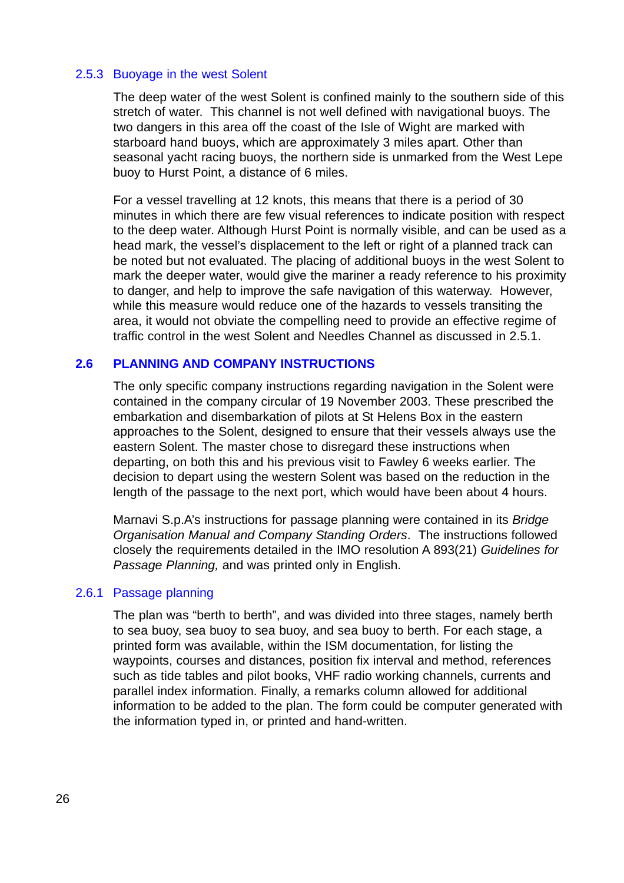### 2.5.3 Buoyage in the west Solent

The deep water of the west Solent is confined mainly to the southern side of this stretch of water. This channel is not well defined with navigational buoys. The two dangers in this area off the coast of the Isle of Wight are marked with starboard hand buoys, which are approximately 3 miles apart. Other than seasonal yacht racing buoys, the northern side is unmarked from the West Lepe buoy to Hurst Point, a distance of 6 miles.

For a vessel travelling at 12 knots, this means that there is a period of 30 minutes in which there are few visual references to indicate position with respect to the deep water. Although Hurst Point is normally visible, and can be used as a head mark, the vessel's displacement to the left or right of a planned track can be noted but not evaluated. The placing of additional buoys in the west Solent to mark the deeper water, would give the mariner a ready reference to his proximity to danger, and help to improve the safe navigation of this waterway. However, while this measure would reduce one of the hazards to vessels transiting the area, it would not obviate the compelling need to provide an effective regime of traffic control in the west Solent and Needles Channel as discussed in 2.5.1.

## 2.6 PLANNING AND COMPANY INSTRUCTIONS

The only specific company instructions regarding navigation in the Solent were contained in the company circular of 19 November 2003. These prescribed the embarkation and disembarkation of pilots at St Helens Box in the eastern approaches to the Solent, designed to ensure that their vessels always use the eastern Solent. The master chose to disregard these instructions when departing, on both this and his previous visit to Fawley 6 weeks earlier. The decision to depart using the western Solent was based on the reduction in the length of the passage to the next port, which would have been about 4 hours.

Marnavi S.p.A's instructions for passage planning were contained in its *Bridge Organisation Manual and Company Standing Orders*. The instructions followed closely the requirements detailed in the IMO resolution A 893(21) *Guidelines for Passage Planning,* and was printed only in English.

### 2.6.1 Passage planning

The plan was "berth to berth", and was divided into three stages, namely berth to sea buoy, sea buoy to sea buoy, and sea buoy to berth. For each stage, a printed form was available, within the ISM documentation, for listing the waypoints, courses and distances, position fix interval and method, references such as tide tables and pilot books, VHF radio working channels, currents and parallel index information. Finally, a remarks column allowed for additional information to be added to the plan. The form could be computer generated with the information typed in, or printed and hand-written.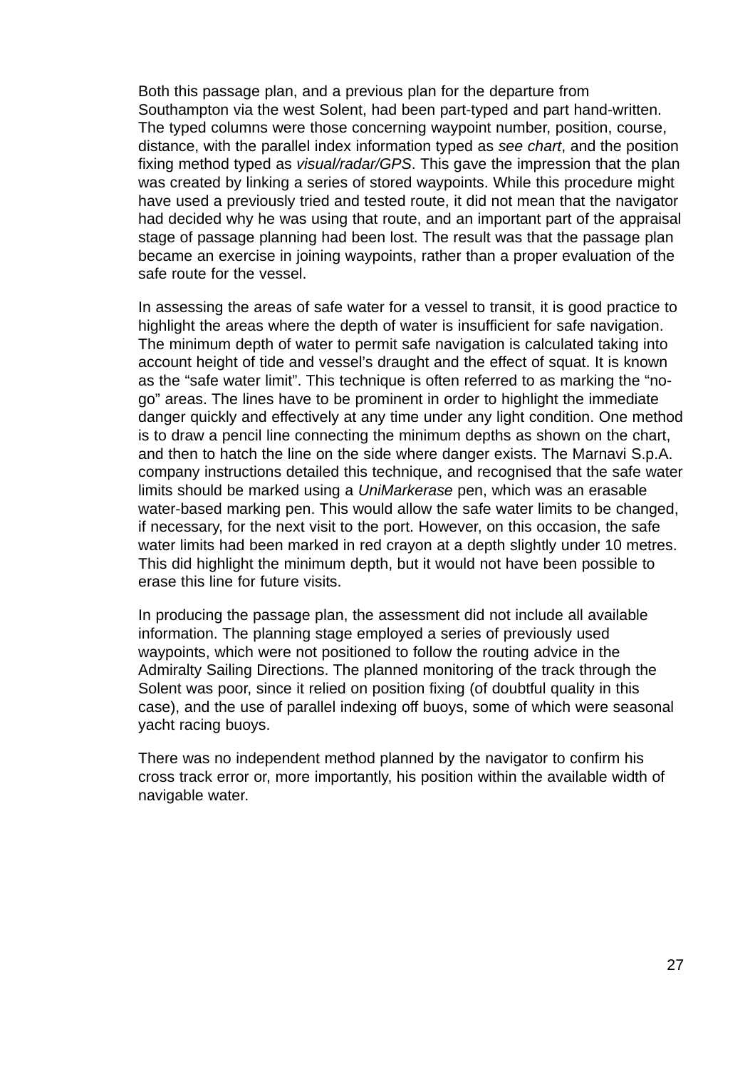Both this passage plan, and a previous plan for the departure from Southampton via the west Solent, had been part-typed and part hand-written. The typed columns were those concerning waypoint number, position, course, distance, with the parallel index information typed as *see chart*, and the position fixing method typed as *visual/radar/GPS*. This gave the impression that the plan was created by linking a series of stored waypoints. While this procedure might have used a previously tried and tested route, it did not mean that the navigator had decided why he was using that route, and an important part of the appraisal stage of passage planning had been lost. The result was that the passage plan became an exercise in joining waypoints, rather than a proper evaluation of the safe route for the vessel.

In assessing the areas of safe water for a vessel to transit, it is good practice to highlight the areas where the depth of water is insufficient for safe navigation. The minimum depth of water to permit safe navigation is calculated taking into account height of tide and vessel's draught and the effect of squat. It is known as the "safe water limit". This technique is often referred to as marking the "no-go" areas. The lines have to be prominent in order to highlight the immediate danger quickly and effectively at any time under any light condition. One method is to draw a pencil line connecting the minimum depths as shown on the chart, and then to hatch the line on the side where danger exists. The Marnavi S.p.A. company instructions detailed this technique, and recognised that the safe water limits should be marked using a *UniMarkerase* pen, which was an erasable water-based marking pen. This would allow the safe water limits to be changed, if necessary, for the next visit to the port. However, on this occasion, the safe water limits had been marked in red crayon at a depth slightly under 10 metres. This did highlight the minimum depth, but it would not have been possible to erase this line for future visits.

In producing the passage plan, the assessment did not include all available information. The planning stage employed a series of previously used waypoints, which were not positioned to follow the routing advice in the Admiralty Sailing Directions. The planned monitoring of the track through the Solent was poor, since it relied on position fixing (of doubtful quality in this case), and the use of parallel indexing off buoys, some of which were seasonal yacht racing buoys.

There was no independent method planned by the navigator to confirm his cross track error or, more importantly, his position within the available width of navigable water.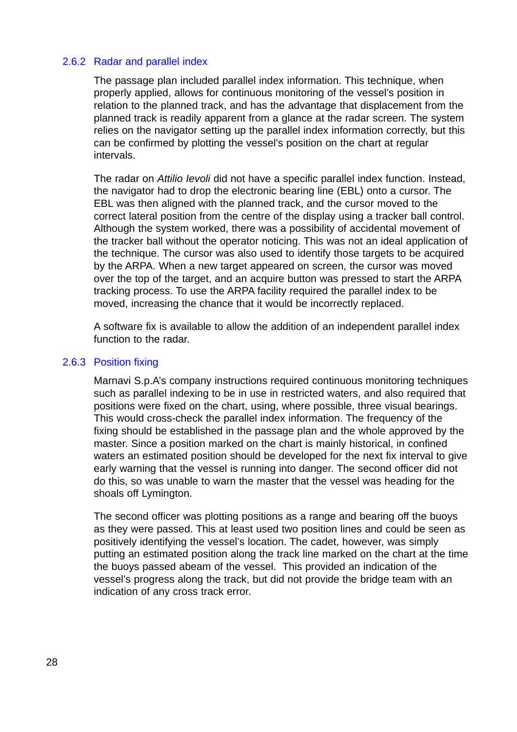### 2.6.2 Radar and parallel index

The passage plan included parallel index information. This technique, when properly applied, allows for continuous monitoring of the vessel's position in relation to the planned track, and has the advantage that displacement from the planned track is readily apparent from a glance at the radar screen. The system relies on the navigator setting up the parallel index information correctly, but this can be confirmed by plotting the vessel's position on the chart at regular intervals.

The radar on *Attilio Ievoli* did not have a specific parallel index function. Instead, the navigator had to drop the electronic bearing line (EBL) onto a cursor. The EBL was then aligned with the planned track, and the cursor moved to the correct lateral position from the centre of the display using a tracker ball control. Although the system worked, there was a possibility of accidental movement of the tracker ball without the operator noticing. This was not an ideal application of the technique. The cursor was also used to identify those targets to be acquired by the ARPA. When a new target appeared on screen, the cursor was moved over the top of the target, and an acquire button was pressed to start the ARPA tracking process. To use the ARPA facility required the parallel index to be moved, increasing the chance that it would be incorrectly replaced.

A software fix is available to allow the addition of an independent parallel index function to the radar.

### 2.6.3 Position fixing

Marnavi S.p.A's company instructions required continuous monitoring techniques such as parallel indexing to be in use in restricted waters, and also required that positions were fixed on the chart, using, where possible, three visual bearings. This would cross-check the parallel index information. The frequency of the fixing should be established in the passage plan and the whole approved by the master. Since a position marked on the chart is mainly historical, in confined waters an estimated position should be developed for the next fix interval to give early warning that the vessel is running into danger. The second officer did not do this, so was unable to warn the master that the vessel was heading for the shoals off Lymington.

The second officer was plotting positions as a range and bearing off the buoys as they were passed. This at least used two position lines and could be seen as positively identifying the vessel's location. The cadet, however, was simply putting an estimated position along the track line marked on the chart at the time the buoys passed abeam of the vessel. This provided an indication of the vessel's progress along the track, but did not provide the bridge team with an indication of any cross track error.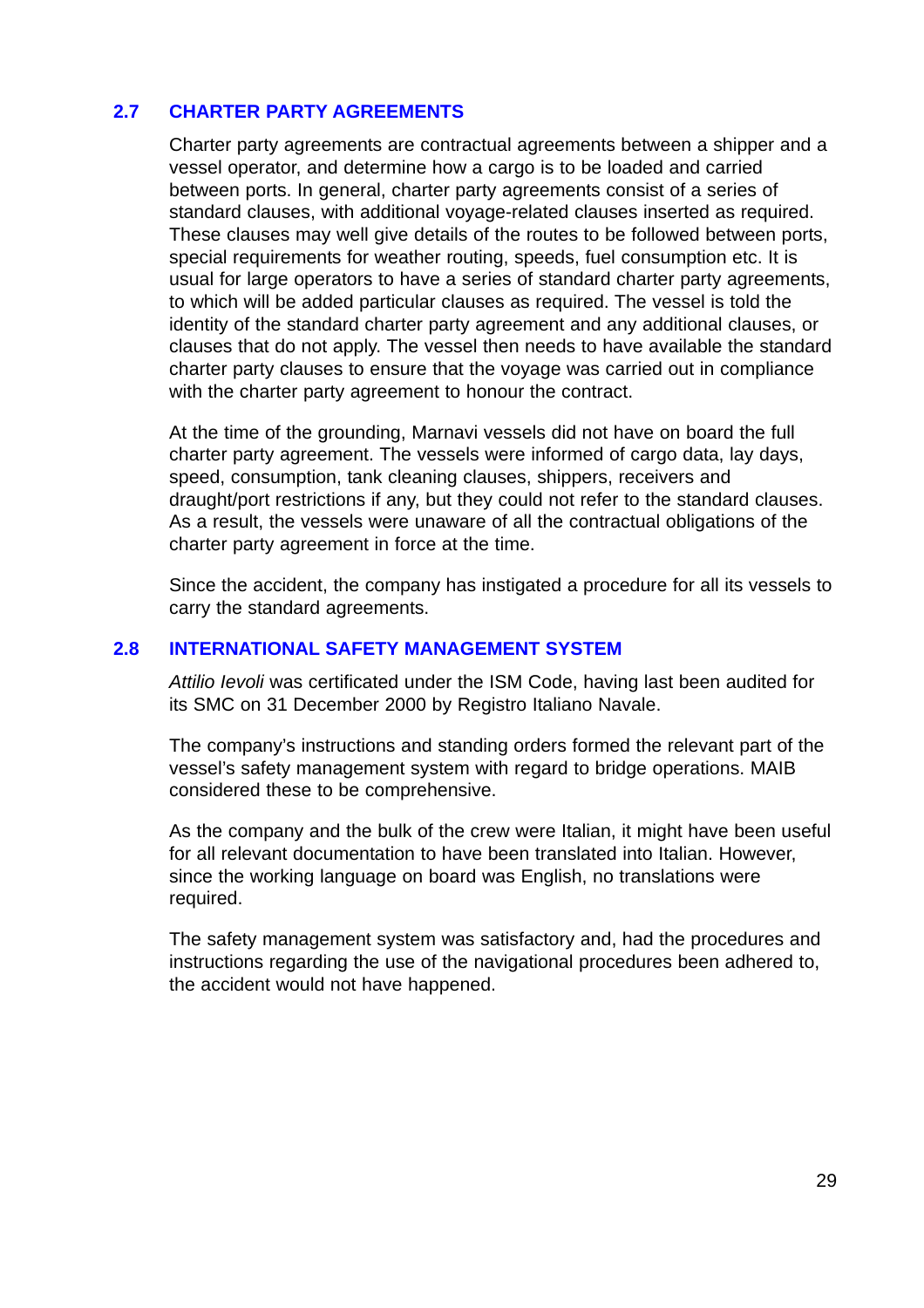## 2.7 CHARTER PARTY AGREEMENTS

Charter party agreements are contractual agreements between a shipper and a vessel operator, and determine how a cargo is to be loaded and carried between ports. In general, charter party agreements consist of a series of standard clauses, with additional voyage-related clauses inserted as required. These clauses may well give details of the routes to be followed between ports, special requirements for weather routing, speeds, fuel consumption etc. It is usual for large operators to have a series of standard charter party agreements, to which will be added particular clauses as required. The vessel is told the identity of the standard charter party agreement and any additional clauses, or clauses that do not apply. The vessel then needs to have available the standard charter party clauses to ensure that the voyage was carried out in compliance with the charter party agreement to honour the contract.

At the time of the grounding, Marnavi vessels did not have on board the full charter party agreement. The vessels were informed of cargo data, lay days, speed, consumption, tank cleaning clauses, shippers, receivers and draught/port restrictions if any, but they could not refer to the standard clauses. As a result, the vessels were unaware of all the contractual obligations of the charter party agreement in force at the time.

Since the accident, the company has instigated a procedure for all its vessels to carry the standard agreements.

## 2.8 INTERNATIONAL SAFETY MANAGEMENT SYSTEM

*Attilio Ievoli* was certificated under the ISM Code, having last been audited for its SMC on 31 December 2000 by Registro Italiano Navale.

The company's instructions and standing orders formed the relevant part of the vessel's safety management system with regard to bridge operations. MAIB considered these to be comprehensive.

As the company and the bulk of the crew were Italian, it might have been useful for all relevant documentation to have been translated into Italian. However, since the working language on board was English, no translations were required.

The safety management system was satisfactory and, had the procedures and instructions regarding the use of the navigational procedures been adhered to, the accident would not have happened.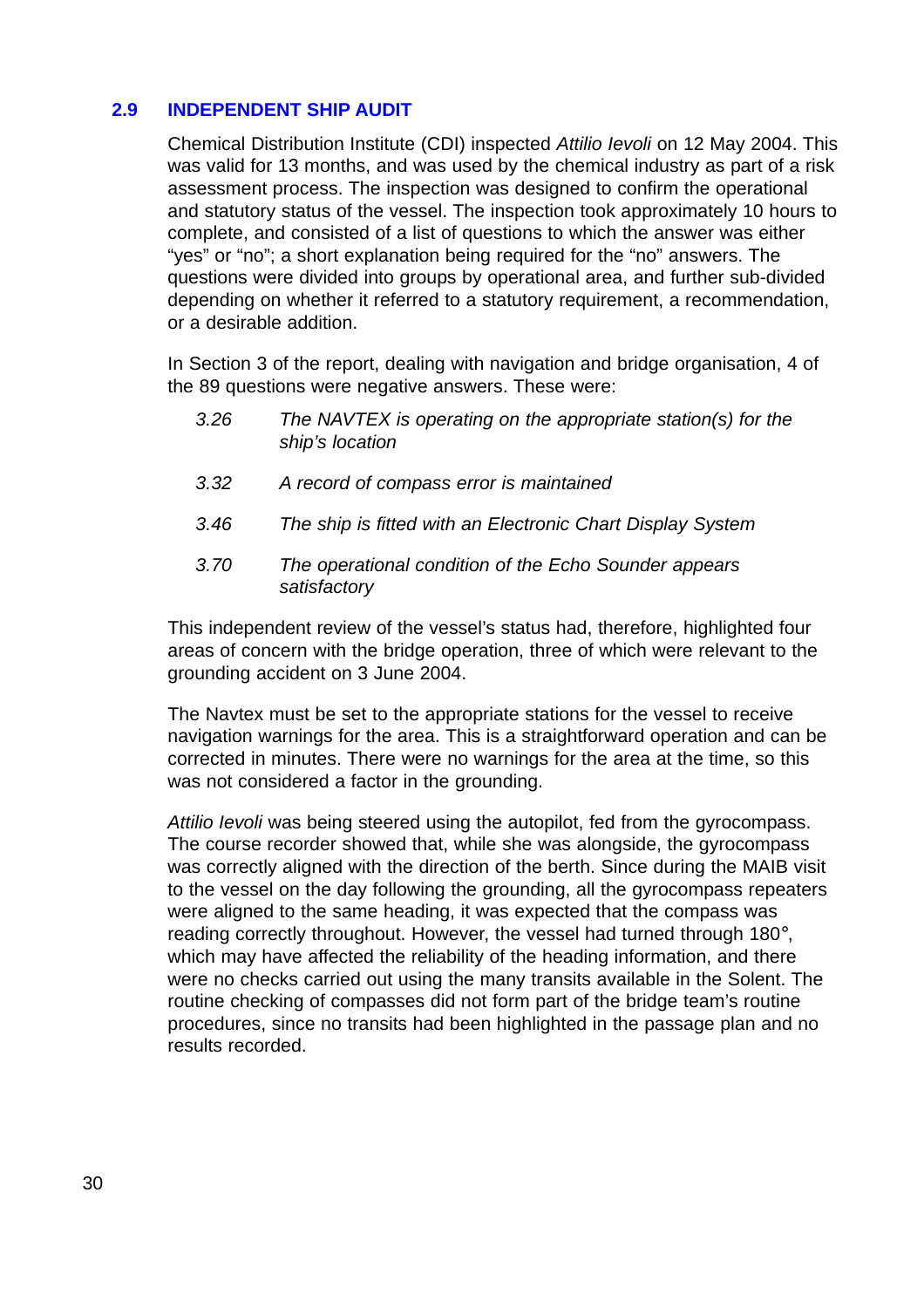## 2.9 INDEPENDENT SHIP AUDIT

Chemical Distribution Institute (CDI) inspected *Attilio Ievoli* on 12 May 2004. This was valid for 13 months, and was used by the chemical industry as part of a risk assessment process. The inspection was designed to confirm the operational and statutory status of the vessel. The inspection took approximately 10 hours to complete, and consisted of a list of questions to which the answer was either "yes" or "no"; a short explanation being required for the "no" answers. The questions were divided into groups by operational area, and further sub-divided depending on whether it referred to a statutory requirement, a recommendation, or a desirable addition.

In Section 3 of the report, dealing with navigation and bridge organisation, 4 of the 89 questions were negative answers. These were:

*3.26 The NAVTEX is operating on the appropriate station(s) for the ship's location*

*3.32 A record of compass error is maintained*

*3.46 The ship is fitted with an Electronic Chart Display System*

*3.70 The operational condition of the Echo Sounder appears satisfactory*

This independent review of the vessel's status had, therefore, highlighted four areas of concern with the bridge operation, three of which were relevant to the grounding accident on 3 June 2004.

The Navtex must be set to the appropriate stations for the vessel to receive navigation warnings for the area. This is a straightforward operation and can be corrected in minutes. There were no warnings for the area at the time, so this was not considered a factor in the grounding.

*Attilio Ievoli* was being steered using the autopilot, fed from the gyrocompass. The course recorder showed that, while she was alongside, the gyrocompass was correctly aligned with the direction of the berth. Since during the MAIB visit to the vessel on the day following the grounding, all the gyrocompass repeaters were aligned to the same heading, it was expected that the compass was reading correctly throughout. However, the vessel had turned through 180°, which may have affected the reliability of the heading information, and there were no checks carried out using the many transits available in the Solent. The routine checking of compasses did not form part of the bridge team's routine procedures, since no transits had been highlighted in the passage plan and no results recorded.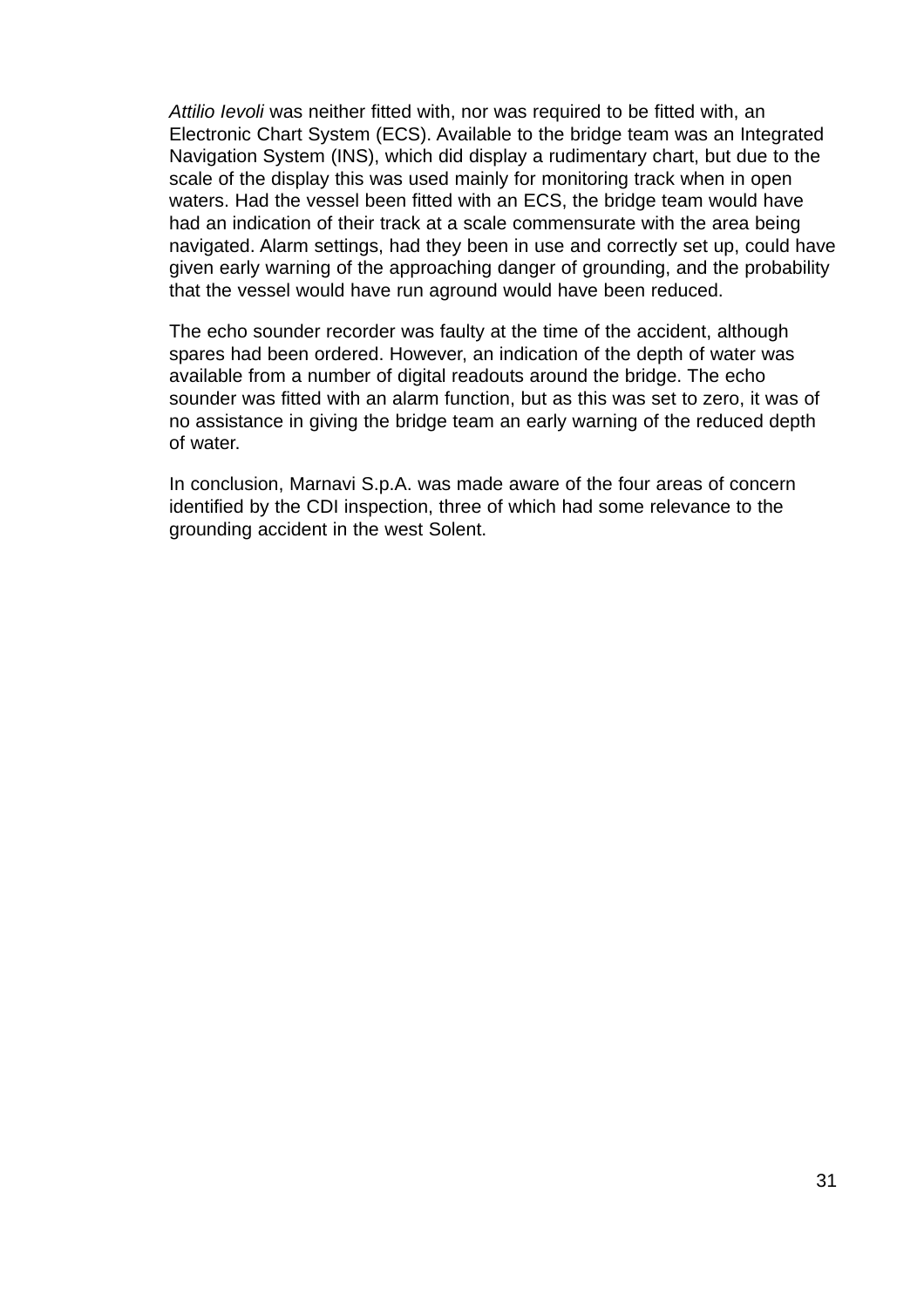*Attilio Ievoli* was neither fitted with, nor was required to be fitted with, an Electronic Chart System (ECS). Available to the bridge team was an Integrated Navigation System (INS), which did display a rudimentary chart, but due to the scale of the display this was used mainly for monitoring track when in open waters. Had the vessel been fitted with an ECS, the bridge team would have had an indication of their track at a scale commensurate with the area being navigated. Alarm settings, had they been in use and correctly set up, could have given early warning of the approaching danger of grounding, and the probability that the vessel would have run aground would have been reduced.

The echo sounder recorder was faulty at the time of the accident, although spares had been ordered. However, an indication of the depth of water was available from a number of digital readouts around the bridge. The echo sounder was fitted with an alarm function, but as this was set to zero, it was of no assistance in giving the bridge team an early warning of the reduced depth of water.

In conclusion, Marnavi S.p.A. was made aware of the four areas of concern identified by the CDI inspection, three of which had some relevance to the grounding accident in the west Solent.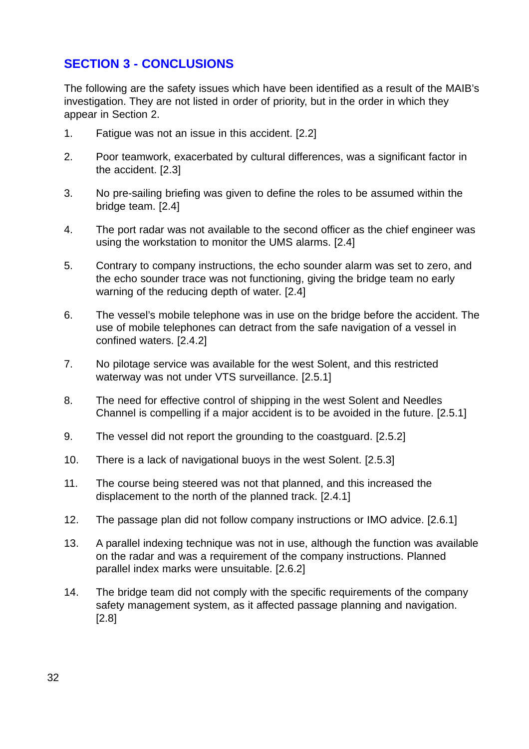## SECTION 3 - CONCLUSIONS

The following are the safety issues which have been identified as a result of the MAIB's investigation. They are not listed in order of priority, but in the order in which they appear in Section 2.

1. Fatigue was not an issue in this accident. [2.2]
2. Poor teamwork, exacerbated by cultural differences, was a significant factor in the accident. [2.3]
3. No pre-sailing briefing was given to define the roles to be assumed within the bridge team. [2.4]
4. The port radar was not available to the second officer as the chief engineer was using the workstation to monitor the UMS alarms. [2.4]
5. Contrary to company instructions, the echo sounder alarm was set to zero, and the echo sounder trace was not functioning, giving the bridge team no early warning of the reducing depth of water. [2.4]
6. The vessel's mobile telephone was in use on the bridge before the accident. The use of mobile telephones can detract from the safe navigation of a vessel in confined waters. [2.4.2]
7. No pilotage service was available for the west Solent, and this restricted waterway was not under VTS surveillance. [2.5.1]
8. The need for effective control of shipping in the west Solent and Needles Channel is compelling if a major accident is to be avoided in the future. [2.5.1]
9. The vessel did not report the grounding to the coastguard. [2.5.2]
10. There is a lack of navigational buoys in the west Solent. [2.5.3]
11. The course being steered was not that planned, and this increased the displacement to the north of the planned track. [2.4.1]
12. The passage plan did not follow company instructions or IMO advice. [2.6.1]
13. A parallel indexing technique was not in use, although the function was available on the radar and was a requirement of the company instructions. Planned parallel index marks were unsuitable. [2.6.2]
14. The bridge team did not comply with the specific requirements of the company safety management system, as it affected passage planning and navigation. [2.8]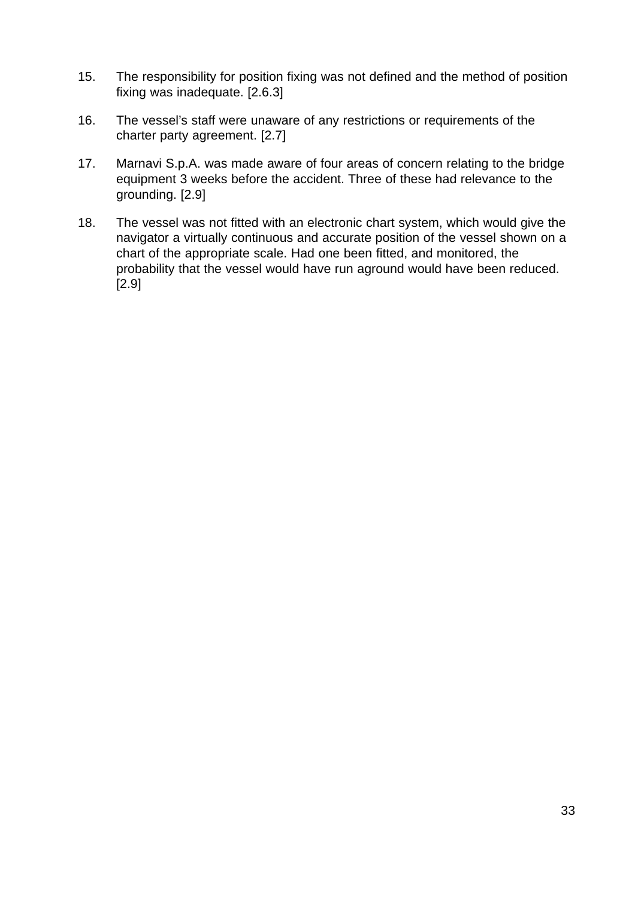15. The responsibility for position fixing was not defined and the method of position fixing was inadequate. [2.6.3]

16. The vessel's staff were unaware of any restrictions or requirements of the charter party agreement. [2.7]

17. Marnavi S.p.A. was made aware of four areas of concern relating to the bridge equipment 3 weeks before the accident. Three of these had relevance to the grounding. [2.9]

18. The vessel was not fitted with an electronic chart system, which would give the navigator a virtually continuous and accurate position of the vessel shown on a chart of the appropriate scale. Had one been fitted, and monitored, the probability that the vessel would have run aground would have been reduced. [2.9]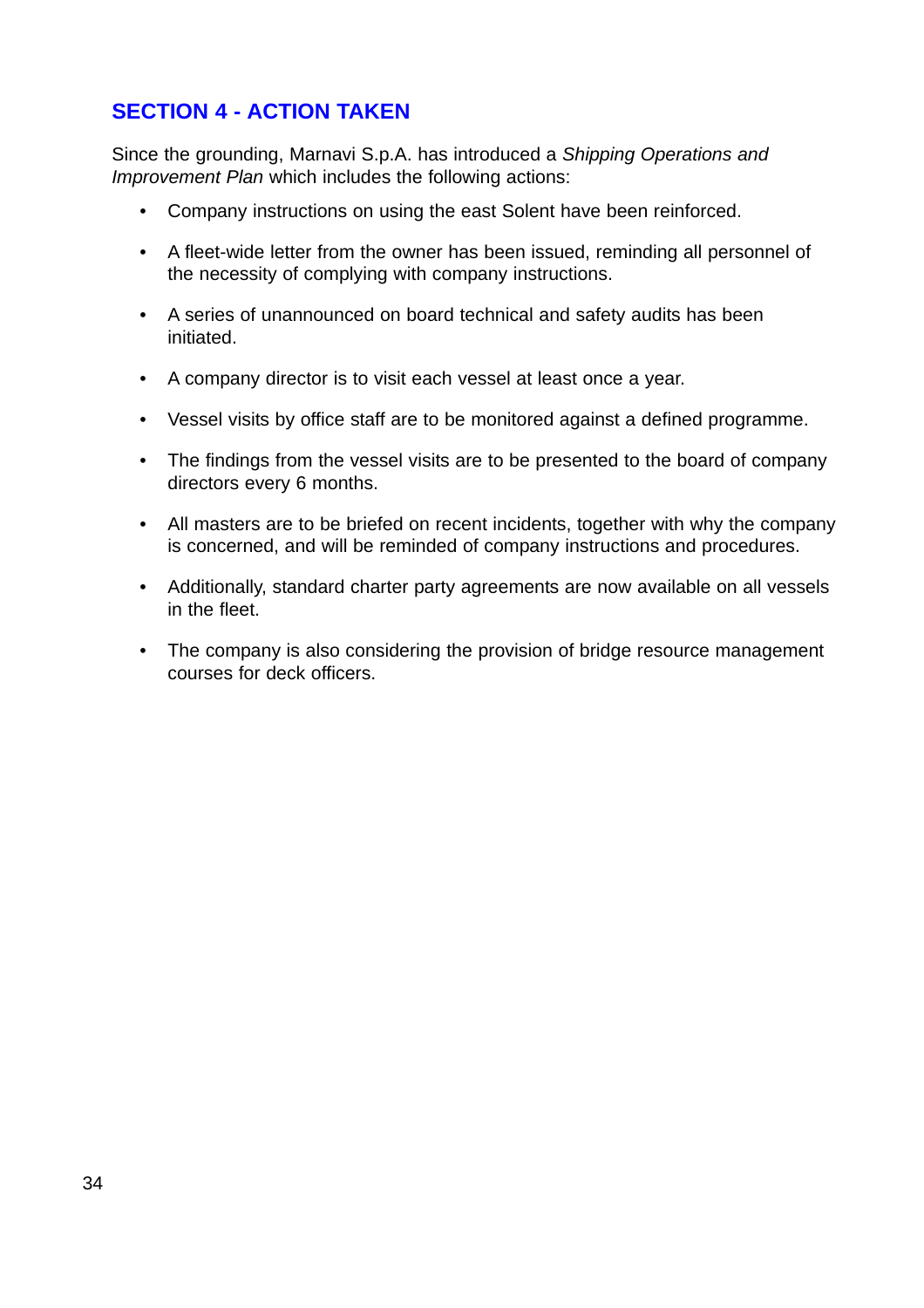## SECTION 4 - ACTION TAKEN

Since the grounding, Marnavi S.p.A. has introduced a *Shipping Operations and Improvement Plan* which includes the following actions:

- Company instructions on using the east Solent have been reinforced.
- A fleet-wide letter from the owner has been issued, reminding all personnel of the necessity of complying with company instructions.
- A series of unannounced on board technical and safety audits has been initiated.
- A company director is to visit each vessel at least once a year.
- Vessel visits by office staff are to be monitored against a defined programme.
- The findings from the vessel visits are to be presented to the board of company directors every 6 months.
- All masters are to be briefed on recent incidents, together with why the company is concerned, and will be reminded of company instructions and procedures.
- Additionally, standard charter party agreements are now available on all vessels in the fleet.
- The company is also considering the provision of bridge resource management courses for deck officers.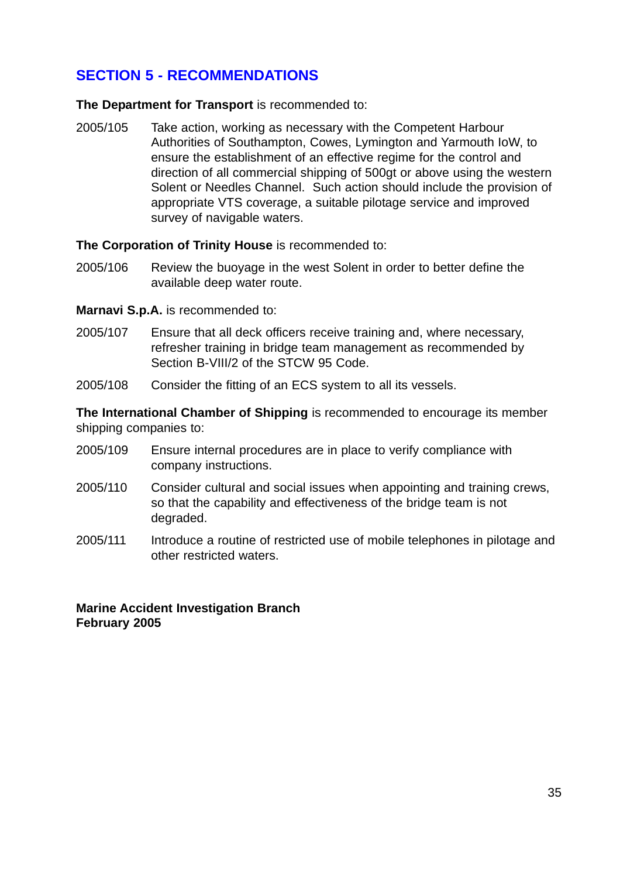## SECTION 5 - RECOMMENDATIONS

**The Department for Transport** is recommended to:

2005/105 Take action, working as necessary with the Competent Harbour Authorities of Southampton, Cowes, Lymington and Yarmouth IoW, to ensure the establishment of an effective regime for the control and direction of all commercial shipping of 500gt or above using the western Solent or Needles Channel. Such action should include the provision of appropriate VTS coverage, a suitable pilotage service and improved survey of navigable waters.

**The Corporation of Trinity House** is recommended to:

2005/106 Review the buoyage in the west Solent in order to better define the available deep water route.

**Marnavi S.p.A.** is recommended to:

2005/107 Ensure that all deck officers receive training and, where necessary, refresher training in bridge team management as recommended by Section B-VIII/2 of the STCW 95 Code.

2005/108 Consider the fitting of an ECS system to all its vessels.

**The International Chamber of Shipping** is recommended to encourage its member shipping companies to:

2005/109 Ensure internal procedures are in place to verify compliance with company instructions.

2005/110 Consider cultural and social issues when appointing and training crews, so that the capability and effectiveness of the bridge team is not degraded.

2005/111 Introduce a routine of restricted use of mobile telephones in pilotage and other restricted waters.

**Marine Accident Investigation Branch**
**February 2005**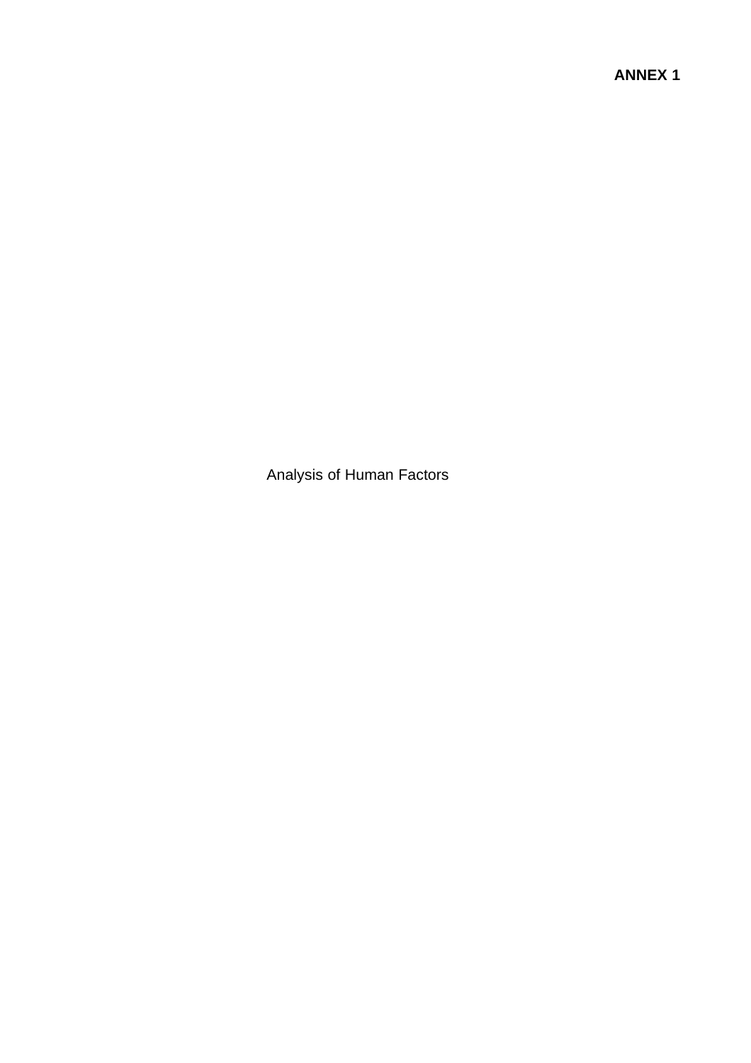**ANNEX 1**

Analysis of Human Factors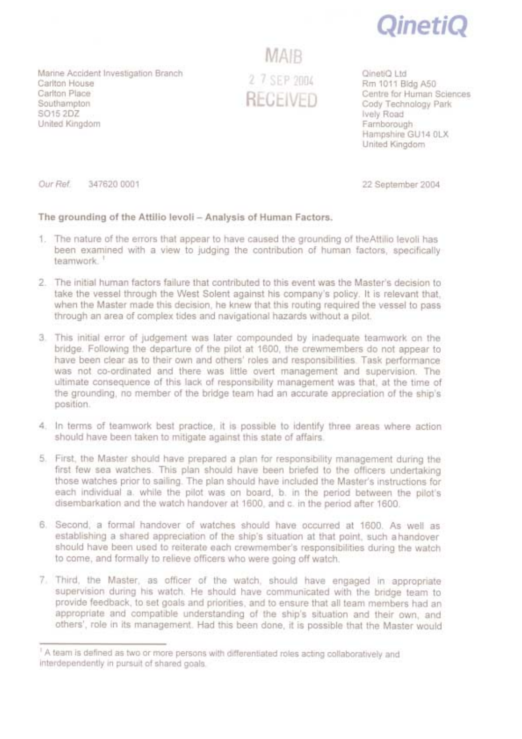QinetiQ

Marine Accident Investigation Branch
Carlton House
Carlton Place
Southampton
SO15 2DZ
United Kingdom

MAIB
27 SEP 2004
RECEIVED

QinetiQ Ltd
Rm 1011 Bldg A50
Centre for Human Sciences
Cody Technology Park
Ively Road
Farnborough
Hampshire GU14 0LX
United Kingdom

*Our Ref* 347620 0001

22 September 2004

**The grounding of the Attilio Ievoli – Analysis of Human Factors.**

1. The nature of the errors that appear to have caused the grounding of the Attilio Ievoli has been examined with a view to judging the contribution of human factors, specifically teamwork. [1]

2. The initial human factors failure that contributed to this event was the Master's decision to take the vessel through the West Solent against his company's policy. It is relevant that, when the Master made this decision, he knew that this routing required the vessel to pass through an area of complex tides and navigational hazards without a pilot.

3. This initial error of judgement was later compounded by inadequate teamwork on the bridge. Following the departure of the pilot at 1600, the crewmembers do not appear to have been clear as to their own and others' roles and responsibilities. Task performance was not co-ordinated and there was little overt management and supervision. The ultimate consequence of this lack of responsibility management was that, at the time of the grounding, no member of the bridge team had an accurate appreciation of the ship's position.

4. In terms of teamwork best practice, it is possible to identify three areas where action should have been taken to mitigate against this state of affairs.

5. First, the Master should have prepared a plan for responsibility management during the first few sea watches. This plan should have been briefed to the officers undertaking those watches prior to sailing. The plan should have included the Master's instructions for each individual a. while the pilot was on board, b. in the period between the pilot's disembarkation and the watch handover at 1600, and c. in the period after 1600.

6. Second, a formal handover of watches should have occurred at 1600. As well as establishing a shared appreciation of the ship's situation at that point, such a handover should have been used to reiterate each crewmember's responsibilities during the watch to come, and formally to relieve officers who were going off watch.

7. Third, the Master, as officer of the watch, should have engaged in appropriate supervision during his watch. He should have communicated with the bridge team to provide feedback, to set goals and priorities, and to ensure that all team members had an appropriate and compatible understanding of the ship's situation and their own, and others', role in its management. Had this been done, it is possible that the Master would

---

[1] A team is defined as two or more persons with differentiated roles acting collaboratively and interdependently in pursuit of shared goals.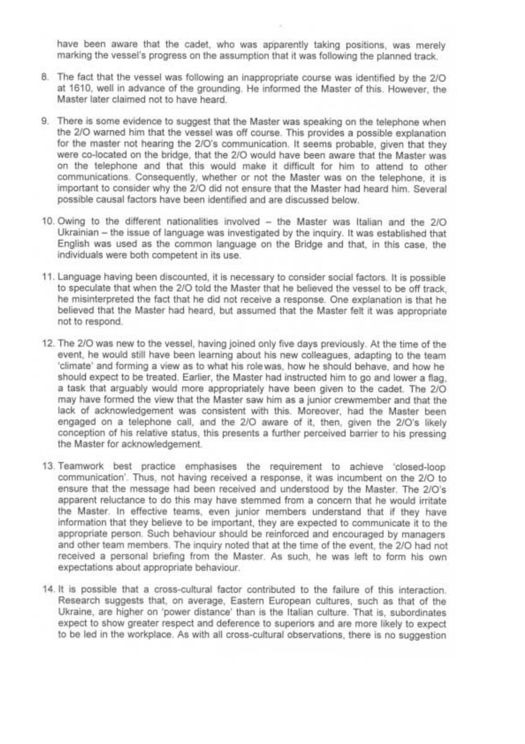have been aware that the cadet, who was apparently taking positions, was merely marking the vessel's progress on the assumption that it was following the planned track.

8. The fact that the vessel was following an inappropriate course was identified by the 2/O at 1610, well in advance of the grounding. He informed the Master of this. However, the Master later claimed not to have heard.

9. There is some evidence to suggest that the Master was speaking on the telephone when the 2/O warned him that the vessel was off course. This provides a possible explanation for the master not hearing the 2/O's communication. It seems probable, given that they were co-located on the bridge, that the 2/O would have been aware that the Master was on the telephone and that this would make it difficult for him to attend to other communications. Consequently, whether or not the Master was on the telephone, it is important to consider why the 2/O did not ensure that the Master had heard him. Several possible causal factors have been identified and are discussed below.

10. Owing to the different nationalities involved – the Master was Italian and the 2/O Ukrainian – the issue of language was investigated by the inquiry. It was established that English was used as the common language on the Bridge and that, in this case, the individuals were both competent in its use.

11. Language having been discounted, it is necessary to consider social factors. It is possible to speculate that when the 2/O told the Master that he believed the vessel to be off track, he misinterpreted the fact that he did not receive a response. One explanation is that he believed that the Master had heard, but assumed that the Master felt it was appropriate not to respond.

12. The 2/O was new to the vessel, having joined only five days previously. At the time of the event, he would still have been learning about his new colleagues, adapting to the team 'climate' and forming a view as to what his role was, how he should behave, and how he should expect to be treated. Earlier, the Master had instructed him to go and lower a flag, a task that arguably would more appropriately have been given to the cadet. The 2/O may have formed the view that the Master saw him as a junior crewmember and that the lack of acknowledgement was consistent with this. Moreover, had the Master been engaged on a telephone call, and the 2/O aware of it, then, given the 2/O's likely conception of his relative status, this presents a further perceived barrier to his pressing the Master for acknowledgement.

13. Teamwork best practice emphasises the requirement to achieve 'closed-loop communication'. Thus, not having received a response, it was incumbent on the 2/O to ensure that the message had been received and understood by the Master. The 2/O's apparent reluctance to do this may have stemmed from a concern that he would irritate the Master. In effective teams, even junior members understand that if they have information that they believe to be important, they are expected to communicate it to the appropriate person. Such behaviour should be reinforced and encouraged by managers and other team members. The inquiry noted that at the time of the event, the 2/O had not received a personal briefing from the Master. As such, he was left to form his own expectations about appropriate behaviour.

14. It is possible that a cross-cultural factor contributed to the failure of this interaction. Research suggests that, on average, Eastern European cultures, such as that of the Ukraine, are higher on 'power distance' than is the Italian culture. That is, subordinates expect to show greater respect and deference to superiors and are more likely to expect to be led in the workplace. As with all cross-cultural observations, there is no suggestion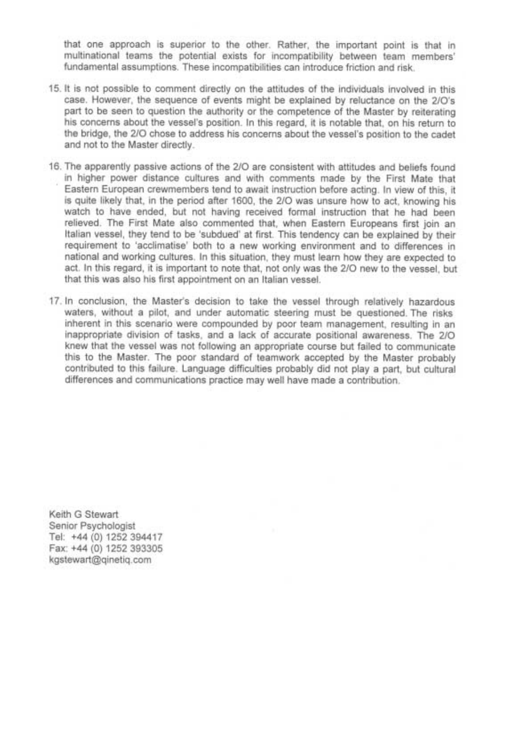that one approach is superior to the other. Rather, the important point is that in multinational teams the potential exists for incompatibility between team members' fundamental assumptions. These incompatibilities can introduce friction and risk.

15. It is not possible to comment directly on the attitudes of the individuals involved in this case. However, the sequence of events might be explained by reluctance on the 2/O's part to be seen to question the authority or the competence of the Master by reiterating his concerns about the vessel's position. In this regard, it is notable that, on his return to the bridge, the 2/O chose to address his concerns about the vessel's position to the cadet and not to the Master directly.

16. The apparently passive actions of the 2/O are consistent with attitudes and beliefs found in higher power distance cultures and with comments made by the First Mate that Eastern European crewmembers tend to await instruction before acting. In view of this, it is quite likely that, in the period after 1600, the 2/O was unsure how to act, knowing his watch to have ended, but not having received formal instruction that he had been relieved. The First Mate also commented that, when Eastern Europeans first join an Italian vessel, they tend to be 'subdued' at first. This tendency can be explained by their requirement to 'acclimatise' both to a new working environment and to differences in national and working cultures. In this situation, they must learn how they are expected to act. In this regard, it is important to note that, not only was the 2/O new to the vessel, but that this was also his first appointment on an Italian vessel.

17. In conclusion, the Master's decision to take the vessel through relatively hazardous waters, without a pilot, and under automatic steering must be questioned. The risks inherent in this scenario were compounded by poor team management, resulting in an inappropriate division of tasks, and a lack of accurate positional awareness. The 2/O knew that the vessel was not following an appropriate course but failed to communicate this to the Master. The poor standard of teamwork accepted by the Master probably contributed to this failure. Language difficulties probably did not play a part, but cultural differences and communications practice may well have made a contribution.

Keith G Stewart
Senior Psychologist
Tel: +44 (0) 1252 394417
Fax: +44 (0) 1252 393305
kgstewart@qinetiq.com